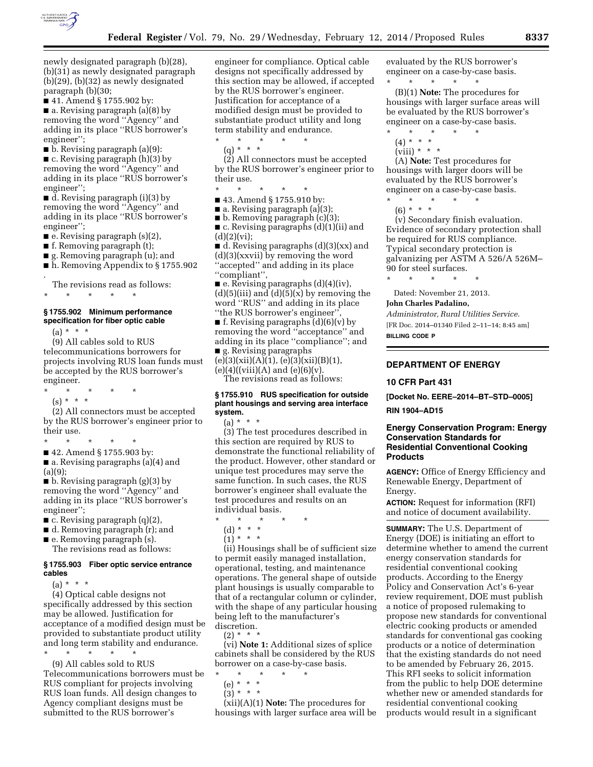newly designated paragraph (b)(28), (b)(31) as newly designated paragraph (b)(29), (b)(32) as newly designated paragraph (b)(30;

■ 41. Amend § 1755.902 by:

■ a. Revising paragraph (a)(8) by removing the word "Agency" and adding in its place "RUS borrower's engineer";

■ b. Revising paragraph (a)(9):

■ c. Revising paragraph (h)(3) by removing the word "Agency" and adding in its place "RUS borrower's engineer";

■ d. Revising paragraph (i)(3) by removing the word "Agency" and adding in its place "RUS borrower's engineer";

■ e. Revising paragraph (s)(2),

■ f. Removing paragraph (t);

■ g. Removing paragraph (u); and

■ h. Removing Appendix to § 1755.902

.

The revisions read as follows:

\* \* \* \* \*

### § 1755.902 Minimum performance specification for fiber optic cable

(a) \* \* \*

(9) All cables sold to RUS telecommunications borrowers for projects involving RUS loan funds must be accepted by the RUS borrower's engineer.

\* \* \* \* \*

(s) \* \* \*

(2) All connectors must be accepted by the RUS borrower's engineer prior to their use.

\* \* \* \* \*

■ 42. Amend § 1755.903 by:

■ a. Revising paragraphs (a)(4) and (a)(9);

■ b. Revising paragraph (g)(3) by removing the word "Agency" and adding in its place "RUS borrower's engineer";

■ c. Revising paragraph (q)(2),

■ d. Removing paragraph (r); and

■ e. Removing paragraph (s).

The revisions read as follows:

### § 1755.903 Fiber optic service entrance cables

(a) \* \* \*

(4) Optical cable designs not specifically addressed by this section may be allowed. Justification for acceptance of a modified design must be provided to substantiate product utility and long term stability and endurance.

\* \* \* \* \*

(9) All cables sold to RUS Telecommunications borrowers must be RUS compliant for projects involving RUS loan funds. All design changes to Agency compliant designs must be submitted to the RUS borrower's engineer for compliance. Optical cable designs not specifically addressed by this section may be allowed, if accepted by the RUS borrower's engineer. Justification for acceptance of a modified design must be provided to substantiate product utility and long term stability and endurance.

\* \* \* \* \*

(q) \* \* \*

(2) All connectors must be accepted by the RUS borrower's engineer prior to their use.

\* \* \* \* \*

■ 43. Amend § 1755.910 by:

■ a. Revising paragraph (a)(3);

■ b. Removing paragraph (c)(3);

■ c. Revising paragraphs (d)(1)(ii) and (d)(2)(vi);

■ d. Revising paragraphs (d)(3)(xx) and (d)(3)(xxvii) by removing the word "accepted" and adding in its place "compliant",

■ e. Revising paragraphs (d)(4)(iv), (d)(5)(iii) and (d)(5)(x) by removing the word "RUS" and adding in its place "the RUS borrower's engineer",

■ f. Revising paragraphs (d)(6)(v) by removing the word "acceptance" and adding in its place "compliance"; and

■ g. Revising paragraphs (e)(3)(xii)(A)(1), (e)(3)(xii)(B)(1), (e)(4)((viii)(A) and (e)(6)(v).

The revisions read as follows:

### § 1755.910 RUS specification for outside plant housings and serving area interface system.

(a) \* \* \*

(3) The test procedures described in this section are required by RUS to demonstrate the functional reliability of the product. However, other standard or unique test procedures may serve the same function. In such cases, the RUS borrower's engineer shall evaluate the test procedures and results on an individual basis.

\* \* \* \* \*

(d) \* \* \*

(1) \* \* \*

(ii) Housings shall be of sufficient size to permit easily managed installation, operational, testing, and maintenance operations. The general shape of outside plant housings is usually comparable to that of a rectangular column or cylinder, with the shape of any particular housing being left to the manufacturer's discretion.

(2) \* \* \*

(vi) **Note 1:** Additional sizes of splice cabinets shall be considered by the RUS borrower on a case-by-case basis.

\* \* \* \* \*

(e) \* \* \*

(3) \* \* \*

(xii)(A)(1) **Note:** The procedures for housings with larger surface area will be evaluated by the RUS borrower's engineer on a case-by-case basis.

\* \* \* \* \*

(B)(1) **Note:** The procedures for housings with larger surface areas will be evaluated by the RUS borrower's engineer on a case-by-case basis.

\* \* \* \* \*

(4) \* \* \*

(viii) \* \* \*

(A) **Note:** Test procedures for housings with larger doors will be evaluated by the RUS borrower's engineer on a case-by-case basis.

\* \* \* \* \*

(6) \* \* \*

(v) Secondary finish evaluation. Evidence of secondary protection shall be required for RUS compliance. Typical secondary protection is galvanizing per ASTM A 526/A 526M–90 for steel surfaces.

\* \* \* \* \*

Dated: November 21, 2013.

**John Charles Padalino,**

*Administrator, Rural Utilities Service.*

[FR Doc. 2014–01340 Filed 2–11–14; 8:45 am]

**BILLING CODE P**

## DEPARTMENT OF ENERGY

### 10 CFR Part 431

**[Docket No. EERE–2014–BT–STD–0005]**

**RIN 1904–AD15**

### Energy Conservation Program: Energy Conservation Standards for Residential Conventional Cooking Products

**AGENCY:** Office of Energy Efficiency and Renewable Energy, Department of Energy.

**ACTION:** Request for information (RFI) and notice of document availability.

**SUMMARY:** The U.S. Department of Energy (DOE) is initiating an effort to determine whether to amend the current energy conservation standards for residential conventional cooking products. According to the Energy Policy and Conservation Act's 6-year review requirement, DOE must publish a notice of proposed rulemaking to propose new standards for conventional electric cooking products or amended standards for conventional gas cooking products or a notice of determination that the existing standards do not need to be amended by February 26, 2015. This RFI seeks to solicit information from the public to help DOE determine whether new or amended standards for residential conventional cooking products would result in a significant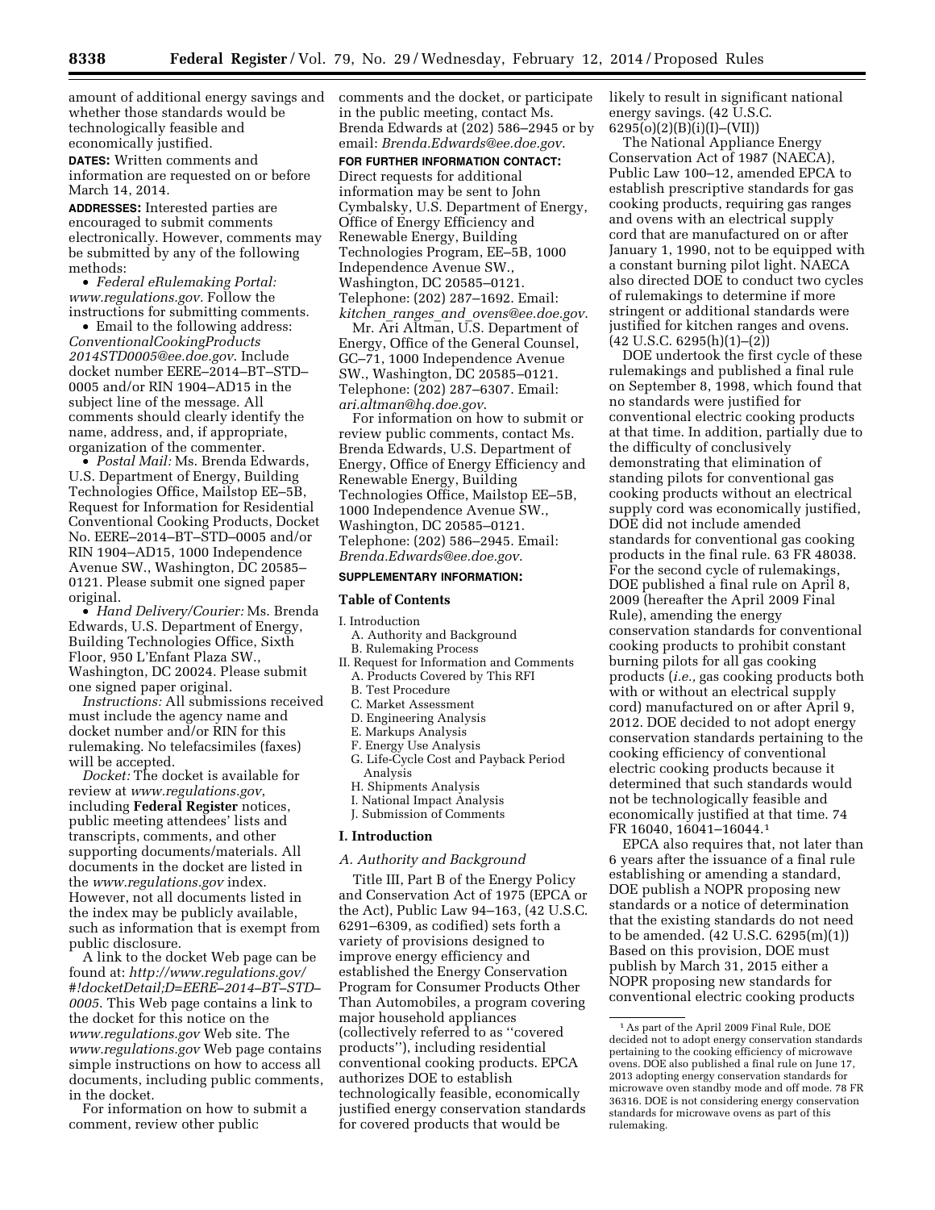amount of additional energy savings and whether those standards would be technologically feasible and economically justified.

**DATES:** Written comments and information are requested on or before March 14, 2014.

**ADDRESSES:** Interested parties are encouraged to submit comments electronically. However, comments may be submitted by any of the following methods:

- *Federal eRulemaking Portal: www.regulations.gov.* Follow the instructions for submitting comments.
- Email to the following address: *ConventionalCookingProducts2014STD0005@ee.doe.gov*. Include docket number EERE–2014–BT–STD–0005 and/or RIN 1904–AD15 in the subject line of the message. All comments should clearly identify the name, address, and, if appropriate, organization of the commenter.
- *Postal Mail:* Ms. Brenda Edwards, U.S. Department of Energy, Building Technologies Office, Mailstop EE–5B, Request for Information for Residential Conventional Cooking Products, Docket No. EERE–2014–BT–STD–0005 and/or RIN 1904–AD15, 1000 Independence Avenue SW., Washington, DC 20585–0121. Please submit one signed paper original.
- *Hand Delivery/Courier:* Ms. Brenda Edwards, U.S. Department of Energy, Building Technologies Office, Sixth Floor, 950 L'Enfant Plaza SW., Washington, DC 20024. Please submit one signed paper original.

*Instructions:* All submissions received must include the agency name and docket number and/or RIN for this rulemaking. No telefacsimiles (faxes) will be accepted.

*Docket:* The docket is available for review at *www.regulations.gov*, including **Federal Register** notices, public meeting attendees' lists and transcripts, comments, and other supporting documents/materials. All documents in the docket are listed in the *www.regulations.gov* index. However, not all documents listed in the index may be publicly available, such as information that is exempt from public disclosure.

A link to the docket Web page can be found at: *http://www.regulations.gov/#!docketDetail;D=EERE–2014–BT–STD–0005*. This Web page contains a link to the docket for this notice on the *www.regulations.gov* Web site. The *www.regulations.gov* Web page contains simple instructions on how to access all documents, including public comments, in the docket.

For information on how to submit a comment, review other public comments and the docket, or participate in the public meeting, contact Ms. Brenda Edwards at (202) 586–2945 or by email: *Brenda.Edwards@ee.doe.gov*.

**FOR FURTHER INFORMATION CONTACT:** Direct requests for additional information may be sent to John Cymbalsky, U.S. Department of Energy, Office of Energy Efficiency and Renewable Energy, Building Technologies Program, EE–5B, 1000 Independence Avenue SW., Washington, DC 20585–0121. Telephone: (202) 287–1692. Email: *kitchen_ranges_and_ovens@ee.doe.gov*.

Mr. Ari Altman, U.S. Department of Energy, Office of the General Counsel, GC–71, 1000 Independence Avenue SW., Washington, DC 20585–0121. Telephone: (202) 287–6307. Email: *ari.altman@hq.doe.gov*.

For information on how to submit or review public comments, contact Ms. Brenda Edwards, U.S. Department of Energy, Office of Energy Efficiency and Renewable Energy, Building Technologies Office, Mailstop EE–5B, 1000 Independence Avenue SW., Washington, DC 20585–0121. Telephone: (202) 586–2945. Email: *Brenda.Edwards@ee.doe.gov*.

**SUPPLEMENTARY INFORMATION:**

**Table of Contents**

- I. Introduction
  - A. Authority and Background
  - B. Rulemaking Process
- II. Request for Information and Comments
  - A. Products Covered by This RFI
  - B. Test Procedure
  - C. Market Assessment
  - D. Engineering Analysis
  - E. Markups Analysis
  - F. Energy Use Analysis
  - G. Life-Cycle Cost and Payback Period Analysis
  - H. Shipments Analysis
  - I. National Impact Analysis
  - J. Submission of Comments

## I. Introduction

### A. Authority and Background

Title III, Part B of the Energy Policy and Conservation Act of 1975 (EPCA or the Act), Public Law 94–163, (42 U.S.C. 6291–6309, as codified) sets forth a variety of provisions designed to improve energy efficiency and established the Energy Conservation Program for Consumer Products Other Than Automobiles, a program covering major household appliances (collectively referred to as "covered products"), including residential conventional cooking products. EPCA authorizes DOE to establish technologically feasible, economically justified energy conservation standards for covered products that would be likely to result in significant national energy savings. (42 U.S.C. 6295(o)(2)(B)(i)(I)–(VII))

The National Appliance Energy Conservation Act of 1987 (NAECA), Public Law 100–12, amended EPCA to establish prescriptive standards for gas cooking products, requiring gas ranges and ovens with an electrical supply cord that are manufactured on or after January 1, 1990, not to be equipped with a constant burning pilot light. NAECA also directed DOE to conduct two cycles of rulemakings to determine if more stringent or additional standards were justified for kitchen ranges and ovens. (42 U.S.C. 6295(h)(1)–(2))

DOE undertook the first cycle of these rulemakings and published a final rule on September 8, 1998, which found that no standards were justified for conventional electric cooking products at that time. In addition, partially due to the difficulty of conclusively demonstrating that elimination of standing pilots for conventional gas cooking products without an electrical supply cord was economically justified, DOE did not include amended standards for conventional gas cooking products in the final rule. 63 FR 48038. For the second cycle of rulemakings, DOE published a final rule on April 8, 2009 (hereafter the April 2009 Final Rule), amending the energy conservation standards for conventional cooking products to prohibit constant burning pilots for all gas cooking products (*i.e.,* gas cooking products both with or without an electrical supply cord) manufactured on or after April 9, 2012. DOE decided to not adopt energy conservation standards pertaining to the cooking efficiency of conventional electric cooking products because it determined that such standards would not be technologically feasible and economically justified at that time. 74 FR 16040, 16041–16044.[1]

EPCA also requires that, not later than 6 years after the issuance of a final rule establishing or amending a standard, DOE publish a NOPR proposing new standards or a notice of determination that the existing standards do not need to be amended. (42 U.S.C. 6295(m)(1)) Based on this provision, DOE must publish by March 31, 2015 either a NOPR proposing new standards for conventional electric cooking products

[1] As part of the April 2009 Final Rule, DOE decided not to adopt energy conservation standards pertaining to the cooking efficiency of microwave ovens. DOE also published a final rule on June 17, 2013 adopting energy conservation standards for microwave oven standby mode and off mode. 78 FR 36316. DOE is not considering energy conservation standards for microwave ovens as part of this rulemaking.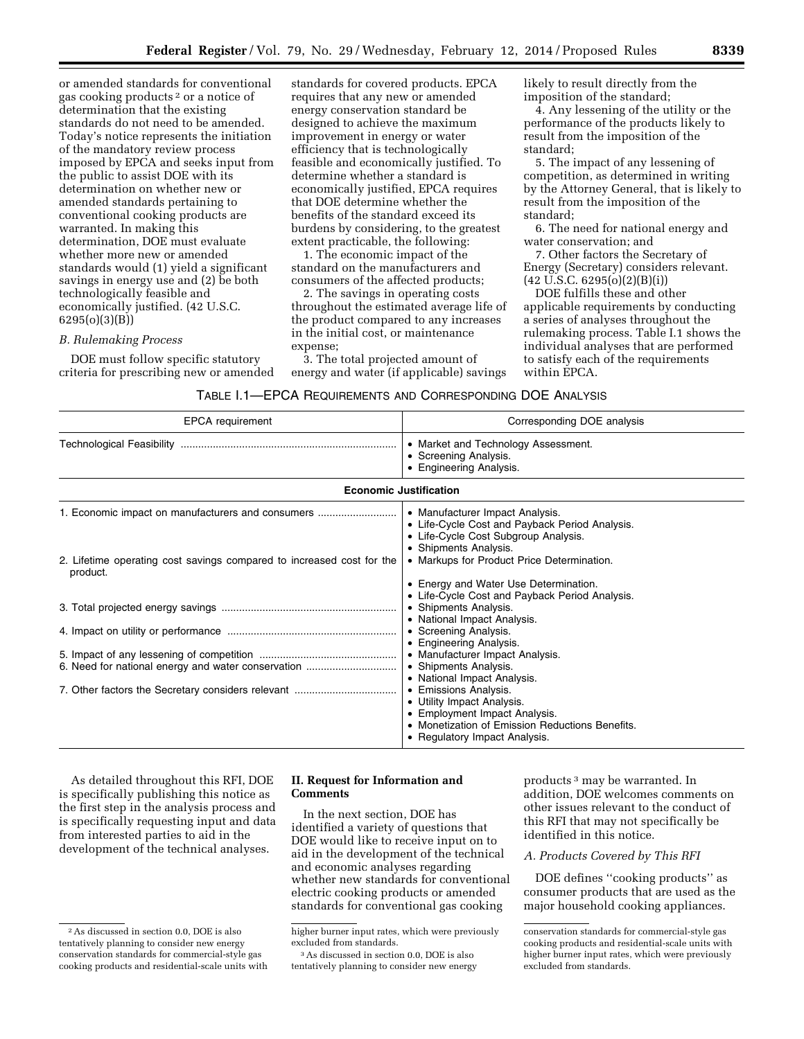or amended standards for conventional gas cooking products [2] or a notice of determination that the existing standards do not need to be amended. Today's notice represents the initiation of the mandatory review process imposed by EPCA and seeks input from the public to assist DOE with its determination on whether new or amended standards pertaining to conventional cooking products are warranted. In making this determination, DOE must evaluate whether more new or amended standards would (1) yield a significant savings in energy use and (2) be both technologically feasible and economically justified. (42 U.S.C. 6295(o)(3)(B))

*B. Rulemaking Process*

DOE must follow specific statutory criteria for prescribing new or amended standards for covered products. EPCA requires that any new or amended energy conservation standard be designed to achieve the maximum improvement in energy or water efficiency that is technologically feasible and economically justified. To determine whether a standard is economically justified, EPCA requires that DOE determine whether the benefits of the standard exceed its burdens by considering, to the greatest extent practicable, the following:

1. The economic impact of the standard on the manufacturers and consumers of the affected products;
2. The savings in operating costs throughout the estimated average life of the product compared to any increases in the initial cost, or maintenance expense;
3. The total projected amount of energy and water (if applicable) savings likely to result directly from the imposition of the standard;
4. Any lessening of the utility or the performance of the products likely to result from the imposition of the standard;
5. The impact of any lessening of competition, as determined in writing by the Attorney General, that is likely to result from the imposition of the standard;
6. The need for national energy and water conservation; and
7. Other factors the Secretary of Energy (Secretary) considers relevant. (42 U.S.C. 6295(o)(2)(B)(i))

DOE fulfills these and other applicable requirements by conducting a series of analyses throughout the rulemaking process. Table I.1 shows the individual analyses that are performed to satisfy each of the requirements within EPCA.

TABLE I.1—EPCA REQUIREMENTS AND CORRESPONDING DOE ANALYSIS

| EPCA requirement | Corresponding DOE analysis |
|---|---|
| Technological Feasibility | • Market and Technology Assessment.<br>• Screening Analysis.<br>• Engineering Analysis. |
| **Economic Justification** | |
| 1. Economic impact on manufacturers and consumers | • Manufacturer Impact Analysis.<br>• Life-Cycle Cost and Payback Period Analysis.<br>• Life-Cycle Cost Subgroup Analysis.<br>• Shipments Analysis. |
| 2. Lifetime operating cost savings compared to increased cost for the product. | • Markups for Product Price Determination.<br>• Energy and Water Use Determination.<br>• Life-Cycle Cost and Payback Period Analysis. |
| 3. Total projected energy savings | • Shipments Analysis.<br>• National Impact Analysis. |
| 4. Impact on utility or performance | • Screening Analysis.<br>• Engineering Analysis. |
| 5. Impact of any lessening of competition | • Manufacturer Impact Analysis. |
| 6. Need for national energy and water conservation | • Shipments Analysis.<br>• National Impact Analysis. |
| 7. Other factors the Secretary considers relevant | • Emissions Analysis.<br>• Utility Impact Analysis.<br>• Employment Impact Analysis.<br>• Monetization of Emission Reductions Benefits.<br>• Regulatory Impact Analysis. |

As detailed throughout this RFI, DOE is specifically publishing this notice as the first step in the analysis process and is specifically requesting input and data from interested parties to aid in the development of the technical analyses.

## II. Request for Information and Comments

In the next section, DOE has identified a variety of questions that DOE would like to receive input on to aid in the development of the technical and economic analyses regarding whether new standards for conventional electric cooking products or amended standards for conventional gas cooking products [3] may be warranted. In addition, DOE welcomes comments on other issues relevant to the conduct of this RFI that may not specifically be identified in this notice.

*A. Products Covered by This RFI*

DOE defines "cooking products" as consumer products that are used as the major household cooking appliances.

[2] As discussed in section 0.0, DOE is also tentatively planning to consider new energy conservation standards for commercial-style gas cooking products and residential-scale units with higher burner input rates, which were previously excluded from standards.

[3] As discussed in section 0.0, DOE is also tentatively planning to consider new energy conservation standards for commercial-style gas cooking products and residential-scale units with higher burner input rates, which were previously excluded from standards.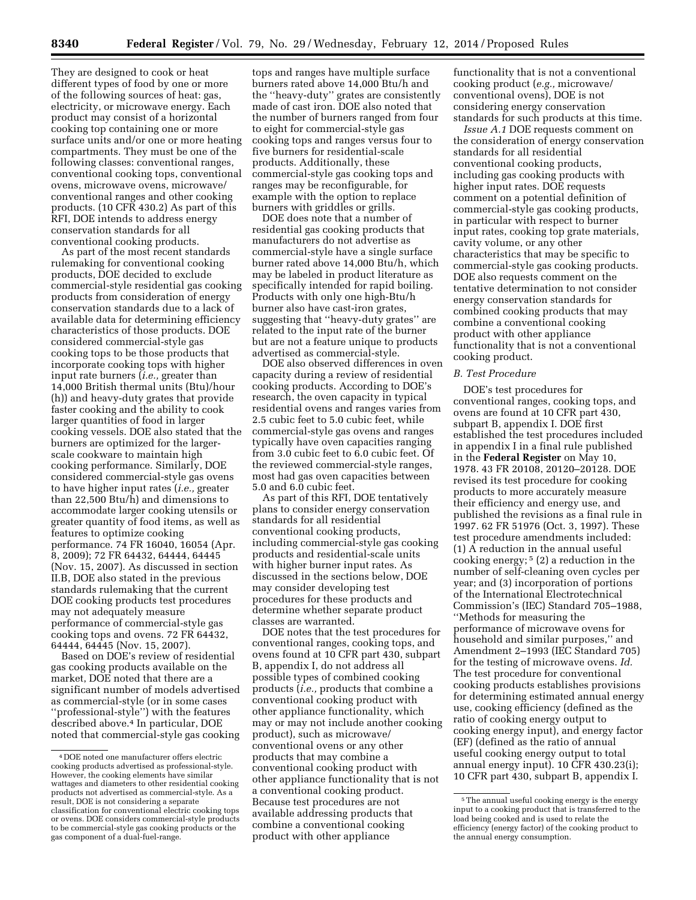They are designed to cook or heat different types of food by one or more of the following sources of heat: gas, electricity, or microwave energy. Each product may consist of a horizontal cooking top containing one or more surface units and/or one or more heating compartments. They must be one of the following classes: conventional ranges, conventional cooking tops, conventional ovens, microwave ovens, microwave/conventional ranges and other cooking products. (10 CFR 430.2) As part of this RFI, DOE intends to address energy conservation standards for all conventional cooking products.

As part of the most recent standards rulemaking for conventional cooking products, DOE decided to exclude commercial-style residential gas cooking products from consideration of energy conservation standards due to a lack of available data for determining efficiency characteristics of those products. DOE considered commercial-style gas cooking tops to be those products that incorporate cooking tops with higher input rate burners (*i.e.,* greater than 14,000 British thermal units (Btu)/hour (h)) and heavy-duty grates that provide faster cooking and the ability to cook larger quantities of food in larger cooking vessels. DOE also stated that the burners are optimized for the larger-scale cookware to maintain high cooking performance. Similarly, DOE considered commercial-style gas ovens to have higher input rates (*i.e.,* greater than 22,500 Btu/h) and dimensions to accommodate larger cooking utensils or greater quantity of food items, as well as features to optimize cooking performance. 74 FR 16040, 16054 (Apr. 8, 2009); 72 FR 64432, 64444, 64445 (Nov. 15, 2007). As discussed in section II.B, DOE also stated in the previous standards rulemaking that the current DOE cooking products test procedures may not adequately measure performance of commercial-style gas cooking tops and ovens. 72 FR 64432, 64444, 64445 (Nov. 15, 2007).

Based on DOE's review of residential gas cooking products available on the market, DOE noted that there are a significant number of models advertised as commercial-style (or in some cases "professional-style") with the features described above.[4] In particular, DOE noted that commercial-style gas cooking tops and ranges have multiple surface burners rated above 14,000 Btu/h and the "heavy-duty" grates are consistently made of cast iron. DOE also noted that the number of burners ranged from four to eight for commercial-style gas cooking tops and ranges versus four to five burners for residential-scale products. Additionally, these commercial-style gas cooking tops and ranges may be reconfigurable, for example with the option to replace burners with griddles or grills.

DOE does note that a number of residential gas cooking products that manufacturers do not advertise as commercial-style have a single surface burner rated above 14,000 Btu/h, which may be labeled in product literature as specifically intended for rapid boiling. Products with only one high-Btu/h burner also have cast-iron grates, suggesting that "heavy-duty grates" are related to the input rate of the burner but are not a feature unique to products advertised as commercial-style.

DOE also observed differences in oven capacity during a review of residential cooking products. According to DOE's research, the oven capacity in typical residential ovens and ranges varies from 2.5 cubic feet to 5.0 cubic feet, while commercial-style gas ovens and ranges typically have oven capacities ranging from 3.0 cubic feet to 6.0 cubic feet. Of the reviewed commercial-style ranges, most had gas oven capacities between 5.0 and 6.0 cubic feet.

As part of this RFI, DOE tentatively plans to consider energy conservation standards for all residential conventional cooking products, including commercial-style gas cooking products and residential-scale units with higher burner input rates. As discussed in the sections below, DOE may consider developing test procedures for these products and determine whether separate product classes are warranted.

DOE notes that the test procedures for conventional ranges, cooking tops, and ovens found at 10 CFR part 430, subpart B, appendix I, do not address all possible types of combined cooking products (*i.e.,* products that combine a conventional cooking product with other appliance functionality, which may or may not include another cooking product), such as microwave/conventional ovens or any other products that may combine a conventional cooking product with other appliance functionality that is not a conventional cooking product. Because test procedures are not available addressing products that combine a conventional cooking product with other appliance functionality that is not a conventional cooking product (*e.g.,* microwave/conventional ovens), DOE is not considering energy conservation standards for such products at this time.

*Issue A.1* DOE requests comment on the consideration of energy conservation standards for all residential conventional cooking products, including gas cooking products with higher input rates. DOE requests comment on a potential definition of commercial-style gas cooking products, in particular with respect to burner input rates, cooking top grate materials, cavity volume, or any other characteristics that may be specific to commercial-style gas cooking products. DOE also requests comment on the tentative determination to not consider energy conservation standards for combined cooking products that may combine a conventional cooking product with other appliance functionality that is not a conventional cooking product.

### *B. Test Procedure*

DOE's test procedures for conventional ranges, cooking tops, and ovens are found at 10 CFR part 430, subpart B, appendix I. DOE first established the test procedures included in appendix I in a final rule published in the **Federal Register** on May 10, 1978. 43 FR 20108, 20120–20128. DOE revised its test procedure for cooking products to more accurately measure their efficiency and energy use, and published the revisions as a final rule in 1997. 62 FR 51976 (Oct. 3, 1997). These test procedure amendments included: (1) A reduction in the annual useful cooking energy;[5] (2) a reduction in the number of self-cleaning oven cycles per year; and (3) incorporation of portions of the International Electrotechnical Commission's (IEC) Standard 705–1988, "Methods for measuring the performance of microwave ovens for household and similar purposes," and Amendment 2–1993 (IEC Standard 705) for the testing of microwave ovens. *Id.* The test procedure for conventional cooking products establishes provisions for determining estimated annual energy use, cooking efficiency (defined as the ratio of cooking energy output to cooking energy input), and energy factor (EF) (defined as the ratio of annual useful cooking energy output to total annual energy input). 10 CFR 430.23(i); 10 CFR part 430, subpart B, appendix I.

---

[4] DOE noted one manufacturer offers electric cooking products advertised as professional-style. However, the cooking elements have similar wattages and diameters to other residential cooking products not advertised as commercial-style. As a result, DOE is not considering a separate classification for conventional electric cooking tops or ovens. DOE considers commercial-style products to be commercial-style gas cooking products or the gas component of a dual-fuel-range.

[5] The annual useful cooking energy is the energy input to a cooking product that is transferred to the load being cooked and is used to relate the efficiency (energy factor) of the cooking product to the annual energy consumption.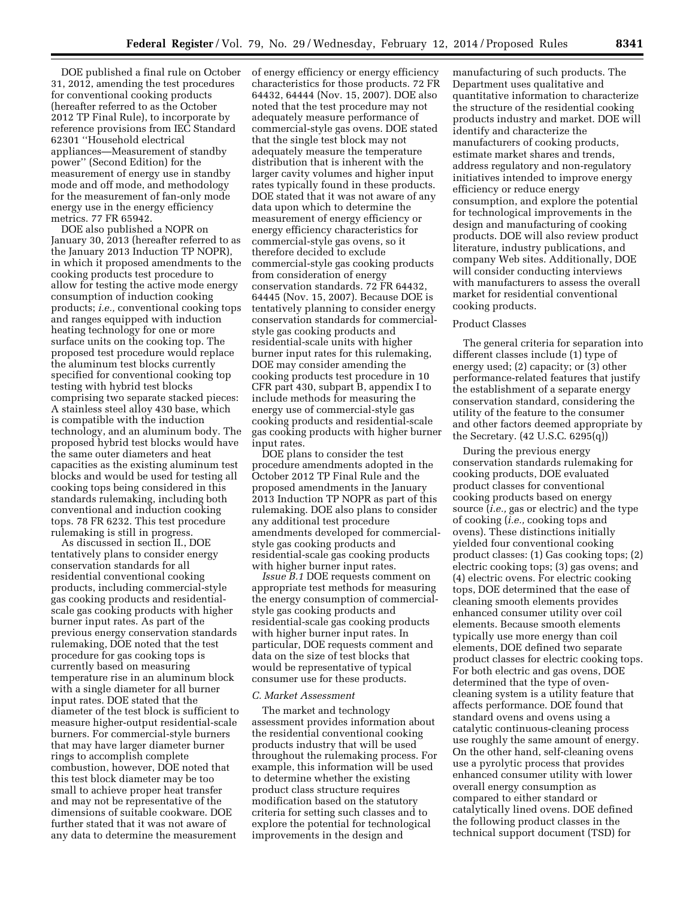DOE published a final rule on October 31, 2012, amending the test procedures for conventional cooking products (hereafter referred to as the October 2012 TP Final Rule), to incorporate by reference provisions from IEC Standard 62301 ''Household electrical appliances—Measurement of standby power'' (Second Edition) for the measurement of energy use in standby mode and off mode, and methodology for the measurement of fan-only mode energy use in the energy efficiency metrics. 77 FR 65942.

DOE also published a NOPR on January 30, 2013 (hereafter referred to as the January 2013 Induction TP NOPR), in which it proposed amendments to the cooking products test procedure to allow for testing the active mode energy consumption of induction cooking products; *i.e.,* conventional cooking tops and ranges equipped with induction heating technology for one or more surface units on the cooking top. The proposed test procedure would replace the aluminum test blocks currently specified for conventional cooking top testing with hybrid test blocks comprising two separate stacked pieces: A stainless steel alloy 430 base, which is compatible with the induction technology, and an aluminum body. The proposed hybrid test blocks would have the same outer diameters and heat capacities as the existing aluminum test blocks and would be used for testing all cooking tops being considered in this standards rulemaking, including both conventional and induction cooking tops. 78 FR 6232. This test procedure rulemaking is still in progress.

As discussed in section II., DOE tentatively plans to consider energy conservation standards for all residential conventional cooking products, including commercial-style gas cooking products and residential-scale gas cooking products with higher burner input rates. As part of the previous energy conservation standards rulemaking, DOE noted that the test procedure for gas cooking tops is currently based on measuring temperature rise in an aluminum block with a single diameter for all burner input rates. DOE stated that the diameter of the test block is sufficient to measure higher-output residential-scale burners. For commercial-style burners that may have larger diameter burner rings to accomplish complete combustion, however, DOE noted that this test block diameter may be too small to achieve proper heat transfer and may not be representative of the dimensions of suitable cookware. DOE further stated that it was not aware of any data to determine the measurement of energy efficiency or energy efficiency characteristics for those products. 72 FR 64432, 64444 (Nov. 15, 2007). DOE also noted that the test procedure may not adequately measure performance of commercial-style gas ovens. DOE stated that the single test block may not adequately measure the temperature distribution that is inherent with the larger cavity volumes and higher input rates typically found in these products. DOE stated that it was not aware of any data upon which to determine the measurement of energy efficiency or energy efficiency characteristics for commercial-style gas ovens, so it therefore decided to exclude commercial-style gas cooking products from consideration of energy conservation standards. 72 FR 64432, 64445 (Nov. 15, 2007). Because DOE is tentatively planning to consider energy conservation standards for commercial-style gas cooking products and residential-scale units with higher burner input rates for this rulemaking, DOE may consider amending the cooking products test procedure in 10 CFR part 430, subpart B, appendix I to include methods for measuring the energy use of commercial-style gas cooking products and residential-scale gas cooking products with higher burner input rates.

DOE plans to consider the test procedure amendments adopted in the October 2012 TP Final Rule and the proposed amendments in the January 2013 Induction TP NOPR as part of this rulemaking. DOE also plans to consider any additional test procedure amendments developed for commercial-style gas cooking products and residential-scale gas cooking products with higher burner input rates.

*Issue B.1* DOE requests comment on appropriate test methods for measuring the energy consumption of commercial-style gas cooking products and residential-scale gas cooking products with higher burner input rates. In particular, DOE requests comment and data on the size of test blocks that would be representative of typical consumer use for these products.

### C. Market Assessment

The market and technology assessment provides information about the residential conventional cooking products industry that will be used throughout the rulemaking process. For example, this information will be used to determine whether the existing product class structure requires modification based on the statutory criteria for setting such classes and to explore the potential for technological improvements in the design and manufacturing of such products. The Department uses qualitative and quantitative information to characterize the structure of the residential cooking products industry and market. DOE will identify and characterize the manufacturers of cooking products, estimate market shares and trends, address regulatory and non-regulatory initiatives intended to improve energy efficiency or reduce energy consumption, and explore the potential for technological improvements in the design and manufacturing of cooking products. DOE will also review product literature, industry publications, and company Web sites. Additionally, DOE will consider conducting interviews with manufacturers to assess the overall market for residential conventional cooking products.

#### Product Classes

The general criteria for separation into different classes include (1) type of energy used; (2) capacity; or (3) other performance-related features that justify the establishment of a separate energy conservation standard, considering the utility of the feature to the consumer and other factors deemed appropriate by the Secretary. (42 U.S.C. 6295(q))

During the previous energy conservation standards rulemaking for cooking products, DOE evaluated product classes for conventional cooking products based on energy source (*i.e.,* gas or electric) and the type of cooking (*i.e.,* cooking tops and ovens). These distinctions initially yielded four conventional cooking product classes: (1) Gas cooking tops; (2) electric cooking tops; (3) gas ovens; and (4) electric ovens. For electric cooking tops, DOE determined that the ease of cleaning smooth elements provides enhanced consumer utility over coil elements. Because smooth elements typically use more energy than coil elements, DOE defined two separate product classes for electric cooking tops. For both electric and gas ovens, DOE determined that the type of oven-cleaning system is a utility feature that affects performance. DOE found that standard ovens and ovens using a catalytic continuous-cleaning process use roughly the same amount of energy. On the other hand, self-cleaning ovens use a pyrolytic process that provides enhanced consumer utility with lower overall energy consumption as compared to either standard or catalytically lined ovens. DOE defined the following product classes in the technical support document (TSD) for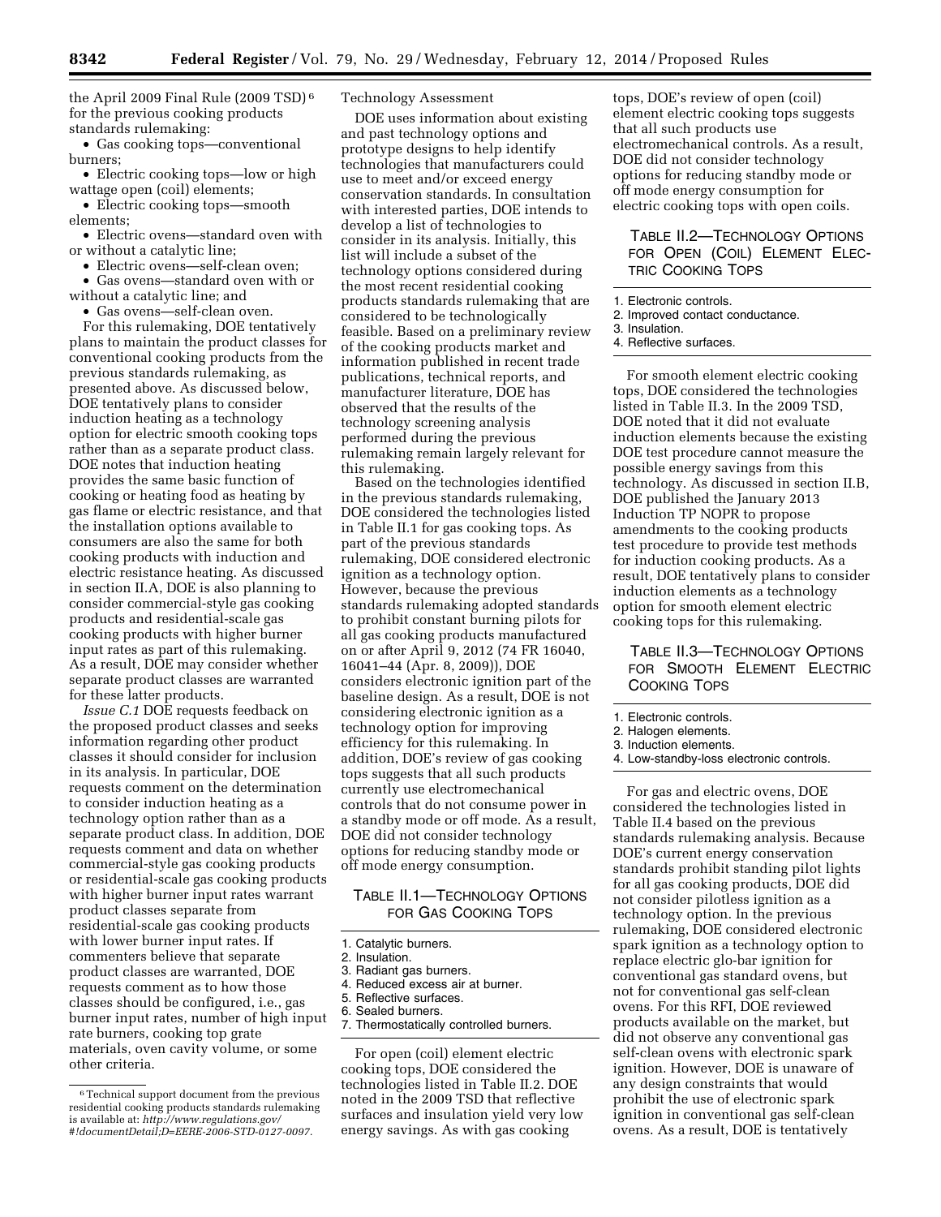the April 2009 Final Rule (2009 TSD)[6] for the previous cooking products standards rulemaking:

- Gas cooking tops—conventional burners;
- Electric cooking tops—low or high wattage open (coil) elements;
- Electric cooking tops—smooth elements;
- Electric ovens—standard oven with or without a catalytic line;
- Electric ovens—self-clean oven;
- Gas ovens—standard oven with or without a catalytic line; and
- Gas ovens—self-clean oven.

For this rulemaking, DOE tentatively plans to maintain the product classes for conventional cooking products from the previous standards rulemaking, as presented above. As discussed below, DOE tentatively plans to consider induction heating as a technology option for electric smooth cooking tops rather than as a separate product class. DOE notes that induction heating provides the same basic function of cooking or heating food as heating by gas flame or electric resistance, and that the installation options available to consumers are also the same for both cooking products with induction and electric resistance heating. As discussed in section II.A, DOE is also planning to consider commercial-style gas cooking products and residential-scale gas cooking products with higher burner input rates as part of this rulemaking. As a result, DOE may consider whether separate product classes are warranted for these latter products.

*Issue C.1* DOE requests feedback on the proposed product classes and seeks information regarding other product classes it should consider for inclusion in its analysis. In particular, DOE requests comment on the determination to consider induction heating as a technology option rather than as a separate product class. In addition, DOE requests comment and data on whether commercial-style gas cooking products or residential-scale gas cooking products with higher burner input rates warrant product classes separate from residential-scale gas cooking products with lower burner input rates. If commenters believe that separate product classes are warranted, DOE requests comment as to how those classes should be configured, i.e., gas burner input rates, number of high input rate burners, cooking top grate materials, oven cavity volume, or some other criteria.

Technology Assessment

DOE uses information about existing and past technology options and prototype designs to help identify technologies that manufacturers could use to meet and/or exceed energy conservation standards. In consultation with interested parties, DOE intends to develop a list of technologies to consider in its analysis. Initially, this list will include a subset of the technology options considered during the most recent residential cooking products standards rulemaking that are considered to be technologically feasible. Based on a preliminary review of the cooking products market and information published in recent trade publications, technical reports, and manufacturer literature, DOE has observed that the results of the technology screening analysis performed during the previous rulemaking remain largely relevant for this rulemaking.

Based on the technologies identified in the previous standards rulemaking, DOE considered the technologies listed in Table II.1 for gas cooking tops. As part of the previous standards rulemaking, DOE considered electronic ignition as a technology option. However, because the previous standards rulemaking adopted standards to prohibit constant burning pilots for all gas cooking products manufactured on or after April 9, 2012 (74 FR 16040, 16041–44 (Apr. 8, 2009)), DOE considers electronic ignition part of the baseline design. As a result, DOE is not considering electronic ignition as a technology option for improving efficiency for this rulemaking. In addition, DOE's review of gas cooking tops suggests that all such products currently use electromechanical controls that do not consume power in a standby mode or off mode. As a result, DOE did not consider technology options for reducing standby mode or off mode energy consumption.

TABLE II.1—TECHNOLOGY OPTIONS FOR GAS COOKING TOPS

1. Catalytic burners.
2. Insulation.
3. Radiant gas burners.
4. Reduced excess air at burner.
5. Reflective surfaces.
6. Sealed burners.
7. Thermostatically controlled burners.

For open (coil) element electric cooking tops, DOE considered the technologies listed in Table II.2. DOE noted in the 2009 TSD that reflective surfaces and insulation yield very low energy savings. As with gas cooking tops, DOE's review of open (coil) element electric cooking tops suggests that all such products use electromechanical controls. As a result, DOE did not consider technology options for reducing standby mode or off mode energy consumption for electric cooking tops with open coils.

TABLE II.2—TECHNOLOGY OPTIONS FOR OPEN (COIL) ELEMENT ELECTRIC COOKING TOPS

1. Electronic controls.
2. Improved contact conductance.
3. Insulation.
4. Reflective surfaces.

For smooth element electric cooking tops, DOE considered the technologies listed in Table II.3. In the 2009 TSD, DOE noted that it did not evaluate induction elements because the existing DOE test procedure cannot measure the possible energy savings from this technology. As discussed in section II.B, DOE published the January 2013 Induction TP NOPR to propose amendments to the cooking products test procedure to provide test methods for induction cooking products. As a result, DOE tentatively plans to consider induction elements as a technology option for smooth element electric cooking tops for this rulemaking.

TABLE II.3—TECHNOLOGY OPTIONS FOR SMOOTH ELEMENT ELECTRIC COOKING TOPS

1. Electronic controls.
2. Halogen elements.
3. Induction elements.
4. Low-standby-loss electronic controls.

For gas and electric ovens, DOE considered the technologies listed in Table II.4 based on the previous standards rulemaking analysis. Because DOE's current energy conservation standards prohibit standing pilot lights for all gas cooking products, DOE did not consider pilotless ignition as a technology option. In the previous rulemaking, DOE considered electronic spark ignition as a technology option to replace electric glo-bar ignition for conventional gas standard ovens, but not for conventional gas self-clean ovens. For this RFI, DOE reviewed products available on the market, but did not observe any conventional gas self-clean ovens with electronic spark ignition. However, DOE is unaware of any design constraints that would prohibit the use of electronic spark ignition in conventional gas self-clean ovens. As a result, DOE is tentatively

[6] Technical support document from the previous residential cooking products standards rulemaking is available at: *http://www.regulations.gov/#!documentDetail;D=EERE-2006-STD-0127-0097.*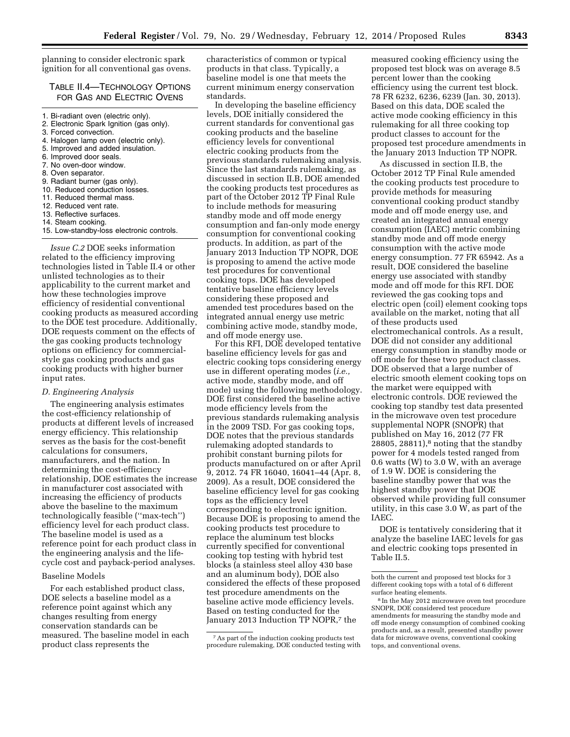planning to consider electronic spark ignition for all conventional gas ovens.

TABLE II.4—TECHNOLOGY OPTIONS FOR GAS AND ELECTRIC OVENS

1. Bi-radiant oven (electric only).
2. Electronic Spark Ignition (gas only).
3. Forced convection.
4. Halogen lamp oven (electric only).
5. Improved and added insulation.
6. Improved door seals.
7. No oven-door window.
8. Oven separator.
9. Radiant burner (gas only).
10. Reduced conduction losses.
11. Reduced thermal mass.
12. Reduced vent rate.
13. Reflective surfaces.
14. Steam cooking.
15. Low-standby-loss electronic controls.

*Issue C.2* DOE seeks information related to the efficiency improving technologies listed in Table II.4 or other unlisted technologies as to their applicability to the current market and how these technologies improve efficiency of residential conventional cooking products as measured according to the DOE test procedure. Additionally, DOE requests comment on the effects of the gas cooking products technology options on efficiency for commercial-style gas cooking products and gas cooking products with higher burner input rates.

### D. Engineering Analysis

The engineering analysis estimates the cost-efficiency relationship of products at different levels of increased energy efficiency. This relationship serves as the basis for the cost-benefit calculations for consumers, manufacturers, and the nation. In determining the cost-efficiency relationship, DOE estimates the increase in manufacturer cost associated with increasing the efficiency of products above the baseline to the maximum technologically feasible (''max-tech'') efficiency level for each product class. The baseline model is used as a reference point for each product class in the engineering analysis and the life-cycle cost and payback-period analyses.

#### Baseline Models

For each established product class, DOE selects a baseline model as a reference point against which any changes resulting from energy conservation standards can be measured. The baseline model in each product class represents the characteristics of common or typical products in that class. Typically, a baseline model is one that meets the current minimum energy conservation standards.

In developing the baseline efficiency levels, DOE initially considered the current standards for conventional gas cooking products and the baseline efficiency levels for conventional electric cooking products from the previous standards rulemaking analysis. Since the last standards rulemaking, as discussed in section II.B, DOE amended the cooking products test procedures as part of the October 2012 TP Final Rule to include methods for measuring standby mode and off mode energy consumption and fan-only mode energy consumption for conventional cooking products. In addition, as part of the January 2013 Induction TP NOPR, DOE is proposing to amend the active mode test procedures for conventional cooking tops. DOE has developed tentative baseline efficiency levels considering these proposed and amended test procedures based on the integrated annual energy use metric combining active mode, standby mode, and off mode energy use.

For this RFI, DOE developed tentative baseline efficiency levels for gas and electric cooking tops considering energy use in different operating modes (*i.e.,* active mode, standby mode, and off mode) using the following methodology. DOE first considered the baseline active mode efficiency levels from the previous standards rulemaking analysis in the 2009 TSD. For gas cooking tops, DOE notes that the previous standards rulemaking adopted standards to prohibit constant burning pilots for products manufactured on or after April 9, 2012. 74 FR 16040, 16041–44 (Apr. 8, 2009). As a result, DOE considered the baseline efficiency level for gas cooking tops as the efficiency level corresponding to electronic ignition. Because DOE is proposing to amend the cooking products test procedure to replace the aluminum test blocks currently specified for conventional cooking top testing with hybrid test blocks (a stainless steel alloy 430 base and an aluminum body), DOE also considered the effects of these proposed test procedure amendments on the baseline active mode efficiency levels. Based on testing conducted for the January 2013 Induction TP NOPR,[7] the measured cooking efficiency using the proposed test block was on average 8.5 percent lower than the cooking efficiency using the current test block. 78 FR 6232, 6236, 6239 (Jan. 30, 2013). Based on this data, DOE scaled the active mode cooking efficiency in this rulemaking for all three cooking top product classes to account for the proposed test procedure amendments in the January 2013 Induction TP NOPR.

As discussed in section II.B, the October 2012 TP Final Rule amended the cooking products test procedure to provide methods for measuring conventional cooking product standby mode and off mode energy use, and created an integrated annual energy consumption (IAEC) metric combining standby mode and off mode energy consumption with the active mode energy consumption. 77 FR 65942. As a result, DOE considered the baseline energy use associated with standby mode and off mode for this RFI. DOE reviewed the gas cooking tops and electric open (coil) element cooking tops available on the market, noting that all of these products used electromechanical controls. As a result, DOE did not consider any additional energy consumption in standby mode or off mode for these two product classes. DOE observed that a large number of electric smooth element cooking tops on the market were equipped with electronic controls. DOE reviewed the cooking top standby test data presented in the microwave oven test procedure supplemental NOPR (SNOPR) that published on May 16, 2012 (77 FR 28805, 28811),[8] noting that the standby power for 4 models tested ranged from 0.6 watts (W) to 3.0 W, with an average of 1.9 W. DOE is considering the baseline standby power that was the highest standby power that DOE observed while providing full consumer utility, in this case 3.0 W, as part of the IAEC.

DOE is tentatively considering that it analyze the baseline IAEC levels for gas and electric cooking tops presented in Table II.5.

[7] As part of the induction cooking products test procedure rulemaking, DOE conducted testing with both the current and proposed test blocks for 3 different cooking tops with a total of 6 different surface heating elements.

[8] In the May 2012 microwave oven test procedure SNOPR, DOE considered test procedure amendments for measuring the standby mode and off mode energy consumption of combined cooking products and, as a result, presented standby power data for microwave ovens, conventional cooking tops, and conventional ovens.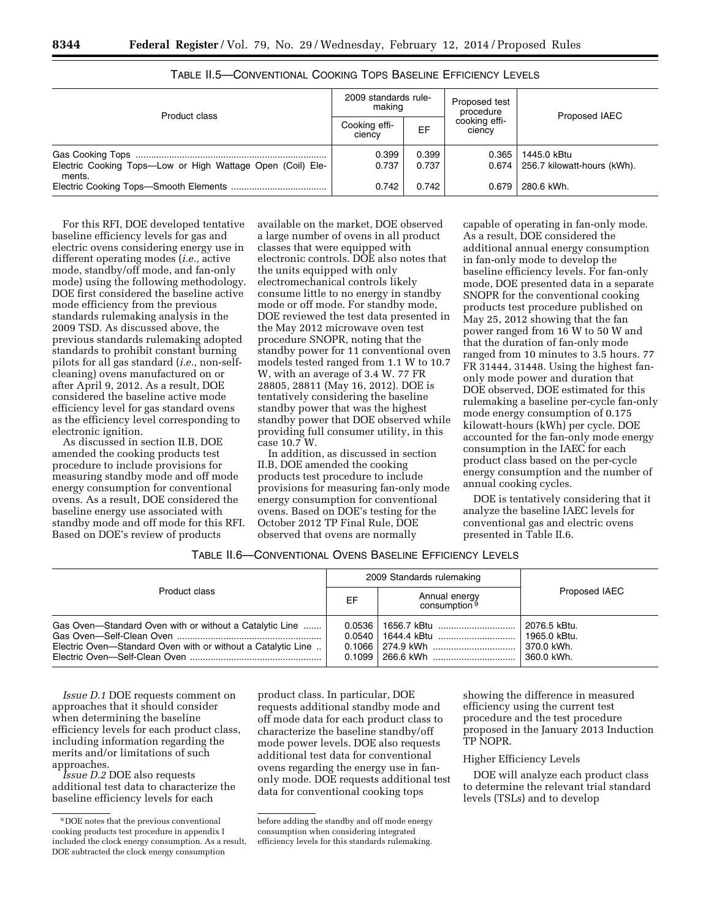TABLE II.5—CONVENTIONAL COOKING TOPS BASELINE EFFICIENCY LEVELS

| Product class | 2009 standards rulemaking | | Proposed test procedure cooking efficiency | Proposed IAEC |
|---|---|---|---|---|
| | Cooking efficiency | EF | | |
| Gas Cooking Tops | 0.399 | 0.399 | 0.365 | 1445.0 kBtu |
| Electric Cooking Tops—Low or High Wattage Open (Coil) Elements. | 0.737 | 0.737 | 0.674 | 256.7 kilowatt-hours (kWh). |
| Electric Cooking Tops—Smooth Elements | 0.742 | 0.742 | 0.679 | 280.6 kWh. |

For this RFI, DOE developed tentative baseline efficiency levels for gas and electric ovens considering energy use in different operating modes (*i.e.,* active mode, standby/off mode, and fan-only mode) using the following methodology. DOE first considered the baseline active mode efficiency from the previous standards rulemaking analysis in the 2009 TSD. As discussed above, the previous standards rulemaking adopted standards to prohibit constant burning pilots for all gas standard (*i.e.,* non-self-cleaning) ovens manufactured on or after April 9, 2012. As a result, DOE considered the baseline active mode efficiency level for gas standard ovens as the efficiency level corresponding to electronic ignition.

As discussed in section II.B, DOE amended the cooking products test procedure to include provisions for measuring standby mode and off mode energy consumption for conventional ovens. As a result, DOE considered the baseline energy use associated with standby mode and off mode for this RFI. Based on DOE's review of products available on the market, DOE observed a large number of ovens in all product classes that were equipped with electronic controls. DOE also notes that the units equipped with only electromechanical controls likely consume little to no energy in standby mode or off mode. For standby mode, DOE reviewed the test data presented in the May 2012 microwave oven test procedure SNOPR, noting that the standby power for 11 conventional oven models tested ranged from 1.1 W to 10.7 W, with an average of 3.4 W. 77 FR 28805, 28811 (May 16, 2012). DOE is tentatively considering the baseline standby power that was the highest standby power that DOE observed while providing full consumer utility, in this case 10.7 W.

In addition, as discussed in section II.B, DOE amended the cooking products test procedure to include provisions for measuring fan-only mode energy consumption for conventional ovens. Based on DOE's testing for the October 2012 TP Final Rule, DOE observed that ovens are normally capable of operating in fan-only mode. As a result, DOE considered the additional annual energy consumption in fan-only mode to develop the baseline efficiency levels. For fan-only mode, DOE presented data in a separate SNOPR for the conventional cooking products test procedure published on May 25, 2012 showing that the fan power ranged from 16 W to 50 W and that the duration of fan-only mode ranged from 10 minutes to 3.5 hours. 77 FR 31444, 31448. Using the highest fan-only mode power and duration that DOE observed, DOE estimated for this rulemaking a baseline per-cycle fan-only mode energy consumption of 0.175 kilowatt-hours (kWh) per cycle. DOE accounted for the fan-only mode energy consumption in the IAEC for each product class based on the per-cycle energy consumption and the number of annual cooking cycles.

DOE is tentatively considering that it analyze the baseline IAEC levels for conventional gas and electric ovens presented in Table II.6.

TABLE II.6—CONVENTIONAL OVENS BASELINE EFFICIENCY LEVELS

| Product class | 2009 Standards rulemaking | | Proposed IAEC |
|---|---|---|---|
| | EF | Annual energy consumption [9] | |
| Gas Oven—Standard Oven with or without a Catalytic Line | 0.0536 | 1656.7 kBtu | 2076.5 kBtu. |
| Gas Oven—Self-Clean Oven | 0.0540 | 1644.4 kBtu | 1965.0 kBtu. |
| Electric Oven—Standard Oven with or without a Catalytic Line | 0.1066 | 274.9 kWh | 370.0 kWh. |
| Electric Oven—Self-Clean Oven | 0.1099 | 266.6 kWh | 360.0 kWh. |

*Issue D.1* DOE requests comment on approaches that it should consider when determining the baseline efficiency levels for each product class, including information regarding the merits and/or limitations of such approaches.

*Issue D.2* DOE also requests additional test data to characterize the baseline efficiency levels for each product class. In particular, DOE requests additional standby mode and off mode data for each product class to characterize the baseline standby/off mode power levels. DOE also requests additional test data for conventional ovens regarding the energy use in fan-only mode. DOE requests additional test data for conventional cooking tops showing the difference in measured efficiency using the current test procedure and the test procedure proposed in the January 2013 Induction TP NOPR.

Higher Efficiency Levels

DOE will analyze each product class to determine the relevant trial standard levels (TSLs) and to develop

[9] DOE notes that the previous conventional cooking products test procedure in appendix I included the clock energy consumption. As a result, DOE subtracted the clock energy consumption before adding the standby and off mode energy consumption when considering integrated efficiency levels for this standards rulemaking.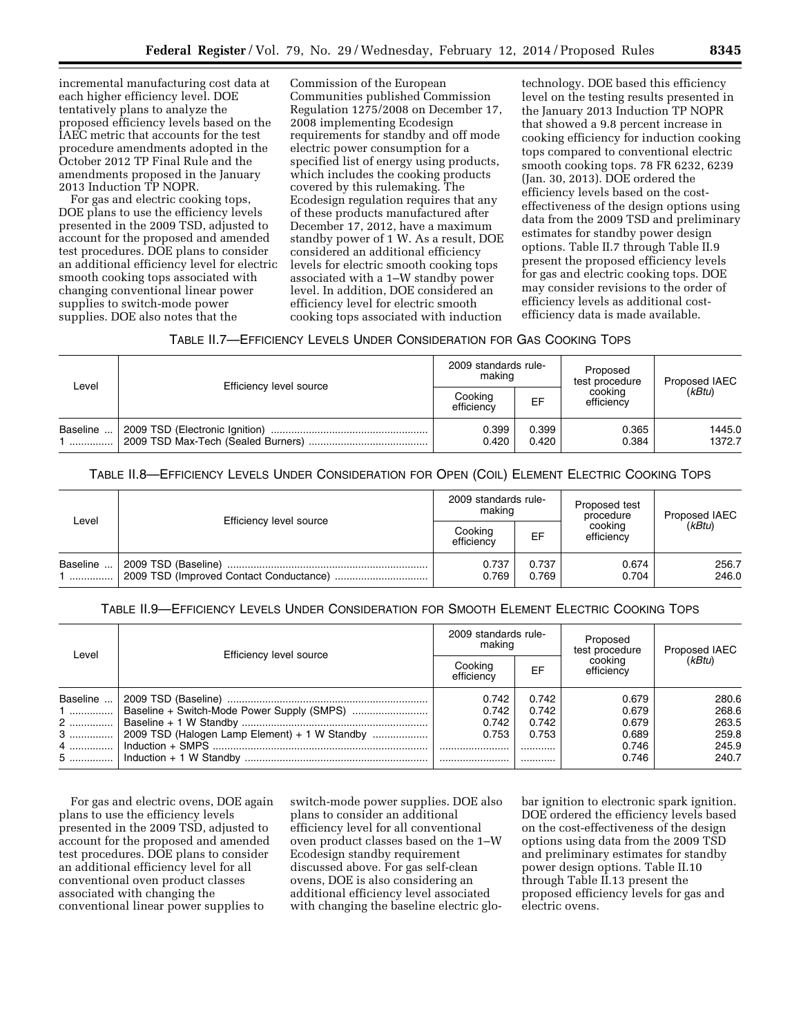incremental manufacturing cost data at each higher efficiency level. DOE tentatively plans to analyze the proposed efficiency levels based on the IAEC metric that accounts for the test procedure amendments adopted in the October 2012 TP Final Rule and the amendments proposed in the January 2013 Induction TP NOPR.

For gas and electric cooking tops, DOE plans to use the efficiency levels presented in the 2009 TSD, adjusted to account for the proposed and amended test procedures. DOE plans to consider an additional efficiency level for electric smooth cooking tops associated with changing conventional linear power supplies to switch-mode power supplies. DOE also notes that the Commission of the European Communities published Commission Regulation 1275/2008 on December 17, 2008 implementing Ecodesign requirements for standby and off mode electric power consumption for a specified list of energy using products, which includes the cooking products covered by this rulemaking. The Ecodesign regulation requires that any of these products manufactured after December 17, 2012, have a maximum standby power of 1 W. As a result, DOE considered an additional efficiency levels for electric smooth cooking tops associated with a 1–W standby power level. In addition, DOE considered an efficiency level for electric smooth cooking tops associated with induction technology. DOE based this efficiency level on the testing results presented in the January 2013 Induction TP NOPR that showed a 9.8 percent increase in cooking efficiency for induction cooking tops compared to conventional electric smooth cooking tops. 78 FR 6232, 6239 (Jan. 30, 2013). DOE ordered the efficiency levels based on the cost-effectiveness of the design options using data from the 2009 TSD and preliminary estimates for standby power design options. Table II.7 through Table II.9 present the proposed efficiency levels for gas and electric cooking tops. DOE may consider revisions to the order of efficiency levels as additional cost-efficiency data is made available.

TABLE II.7—EFFICIENCY LEVELS UNDER CONSIDERATION FOR GAS COOKING TOPS

| Level | Efficiency level source | 2009 standards rulemaking | | Proposed test procedure cooking efficiency | Proposed IAEC (*kBtu*) |
|---|---|---|---|---|---|
| | | Cooking efficiency | EF | | |
| Baseline | 2009 TSD (Electronic Ignition) | 0.399 | 0.399 | 0.365 | 1445.0 |
| 1 | 2009 TSD Max-Tech (Sealed Burners) | 0.420 | 0.420 | 0.384 | 1372.7 |

TABLE II.8—EFFICIENCY LEVELS UNDER CONSIDERATION FOR OPEN (COIL) ELEMENT ELECTRIC COOKING TOPS

| Level | Efficiency level source | 2009 standards rulemaking | | Proposed test procedure cooking efficiency | Proposed IAEC (*kBtu*) |
|---|---|---|---|---|---|
| | | Cooking efficiency | EF | | |
| Baseline | 2009 TSD (Baseline) | 0.737 | 0.737 | 0.674 | 256.7 |
| 1 | 2009 TSD (Improved Contact Conductance) | 0.769 | 0.769 | 0.704 | 246.0 |

TABLE II.9—EFFICIENCY LEVELS UNDER CONSIDERATION FOR SMOOTH ELEMENT ELECTRIC COOKING TOPS

| Level | Efficiency level source | 2009 standards rulemaking | | Proposed test procedure cooking efficiency | Proposed IAEC (*kBtu*) |
|---|---|---|---|---|---|
| | | Cooking efficiency | EF | | |
| Baseline | 2009 TSD (Baseline) | 0.742 | 0.742 | 0.679 | 280.6 |
| 1 | Baseline + Switch-Mode Power Supply (SMPS) | 0.742 | 0.742 | 0.679 | 268.6 |
| 2 | Baseline + 1 W Standby | 0.742 | 0.742 | 0.679 | 263.5 |
| 3 | 2009 TSD (Halogen Lamp Element) + 1 W Standby | 0.753 | 0.753 | 0.689 | 259.8 |
| 4 | Induction + SMPS | | | 0.746 | 245.9 |
| 5 | Induction + 1 W Standby | | | 0.746 | 240.7 |

For gas and electric ovens, DOE again plans to use the efficiency levels presented in the 2009 TSD, adjusted to account for the proposed and amended test procedures. DOE plans to consider an additional efficiency level for all conventional oven product classes associated with changing the conventional linear power supplies to switch-mode power supplies. DOE also plans to consider an additional efficiency level for all conventional oven product classes based on the 1–W Ecodesign standby requirement discussed above. For gas self-clean ovens, DOE is also considering an additional efficiency level associated with changing the baseline electric glo-bar ignition to electronic spark ignition. DOE ordered the efficiency levels based on the cost-effectiveness of the design options using data from the 2009 TSD and preliminary estimates for standby power design options. Table II.10 through Table II.13 present the proposed efficiency levels for gas and electric ovens.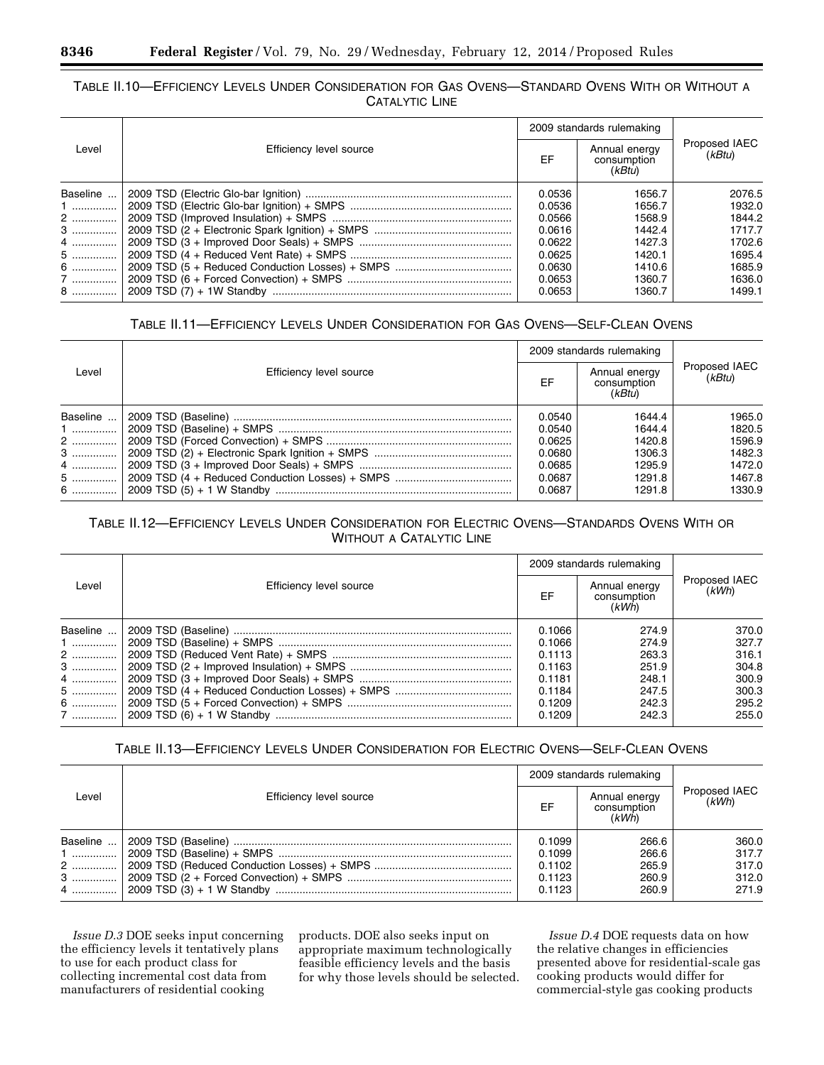TABLE II.10—EFFICIENCY LEVELS UNDER CONSIDERATION FOR GAS OVENS—STANDARD OVENS WITH OR WITHOUT A CATALYTIC LINE

| Level | Efficiency level source | 2009 standards rulemaking | | Proposed IAEC (*kBtu*) |
|---|---|---|---|---|
| | | EF | Annual energy consumption (*kBtu*) | |
| Baseline | 2009 TSD (Electric Glo-bar Ignition) | 0.0536 | 1656.7 | 2076.5 |
| 1 | 2009 TSD (Electric Glo-bar Ignition) + SMPS | 0.0536 | 1656.7 | 1932.0 |
| 2 | 2009 TSD (Improved Insulation) + SMPS | 0.0566 | 1568.9 | 1844.2 |
| 3 | 2009 TSD (2 + Electronic Spark Ignition) + SMPS | 0.0616 | 1442.4 | 1717.7 |
| 4 | 2009 TSD (3 + Improved Door Seals) + SMPS | 0.0622 | 1427.3 | 1702.6 |
| 5 | 2009 TSD (4 + Reduced Vent Rate) + SMPS | 0.0625 | 1420.1 | 1695.4 |
| 6 | 2009 TSD (5 + Reduced Conduction Losses) + SMPS | 0.0630 | 1410.6 | 1685.9 |
| 7 | 2009 TSD (6 + Forced Convection) + SMPS | 0.0653 | 1360.7 | 1636.0 |
| 8 | 2009 TSD (7) + 1W Standby | 0.0653 | 1360.7 | 1499.1 |

TABLE II.11—EFFICIENCY LEVELS UNDER CONSIDERATION FOR GAS OVENS—SELF-CLEAN OVENS

| Level | Efficiency level source | 2009 standards rulemaking | | Proposed IAEC (*kBtu*) |
|---|---|---|---|---|
| | | EF | Annual energy consumption (*kBtu*) | |
| Baseline | 2009 TSD (Baseline) | 0.0540 | 1644.4 | 1965.0 |
| 1 | 2009 TSD (Baseline) + SMPS | 0.0540 | 1644.4 | 1820.5 |
| 2 | 2009 TSD (Forced Convection) + SMPS | 0.0625 | 1420.8 | 1596.9 |
| 3 | 2009 TSD (2) + Electronic Spark Ignition + SMPS | 0.0680 | 1306.3 | 1482.3 |
| 4 | 2009 TSD (3 + Improved Door Seals) + SMPS | 0.0685 | 1295.9 | 1472.0 |
| 5 | 2009 TSD (4 + Reduced Conduction Losses) + SMPS | 0.0687 | 1291.8 | 1467.8 |
| 6 | 2009 TSD (5) + 1 W Standby | 0.0687 | 1291.8 | 1330.9 |

TABLE II.12—EFFICIENCY LEVELS UNDER CONSIDERATION FOR ELECTRIC OVENS—STANDARDS OVENS WITH OR WITHOUT A CATALYTIC LINE

| Level | Efficiency level source | 2009 standards rulemaking | | Proposed IAEC (*kWh*) |
|---|---|---|---|---|
| | | EF | Annual energy consumption (*kWh*) | |
| Baseline | 2009 TSD (Baseline) | 0.1066 | 274.9 | 370.0 |
| 1 | 2009 TSD (Baseline) + SMPS | 0.1066 | 274.9 | 327.7 |
| 2 | 2009 TSD (Reduced Vent Rate) + SMPS | 0.1113 | 263.3 | 316.1 |
| 3 | 2009 TSD (2 + Improved Insulation) + SMPS | 0.1163 | 251.9 | 304.8 |
| 4 | 2009 TSD (3 + Improved Door Seals) + SMPS | 0.1181 | 248.1 | 300.9 |
| 5 | 2009 TSD (4 + Reduced Conduction Losses) + SMPS | 0.1184 | 247.5 | 300.3 |
| 6 | 2009 TSD (5 + Forced Convection) + SMPS | 0.1209 | 242.3 | 295.2 |
| 7 | 2009 TSD (6) + 1 W Standby | 0.1209 | 242.3 | 255.0 |

TABLE II.13—EFFICIENCY LEVELS UNDER CONSIDERATION FOR ELECTRIC OVENS—SELF-CLEAN OVENS

| Level | Efficiency level source | 2009 standards rulemaking | | Proposed IAEC (*kWh*) |
|---|---|---|---|---|
| | | EF | Annual energy consumption (*kWh*) | |
| Baseline | 2009 TSD (Baseline) | 0.1099 | 266.6 | 360.0 |
| 1 | 2009 TSD (Baseline) + SMPS | 0.1099 | 266.6 | 317.7 |
| 2 | 2009 TSD (Reduced Conduction Losses) + SMPS | 0.1102 | 265.9 | 317.0 |
| 3 | 2009 TSD (2 + Forced Convection) + SMPS | 0.1123 | 260.9 | 312.0 |
| 4 | 2009 TSD (3) + 1 W Standby | 0.1123 | 260.9 | 271.9 |

*Issue D.3* DOE seeks input concerning the efficiency levels it tentatively plans to use for each product class for collecting incremental cost data from manufacturers of residential cooking products. DOE also seeks input on appropriate maximum technologically feasible efficiency levels and the basis for why those levels should be selected.

*Issue D.4* DOE requests data on how the relative changes in efficiencies presented above for residential-scale gas cooking products would differ for commercial-style gas cooking products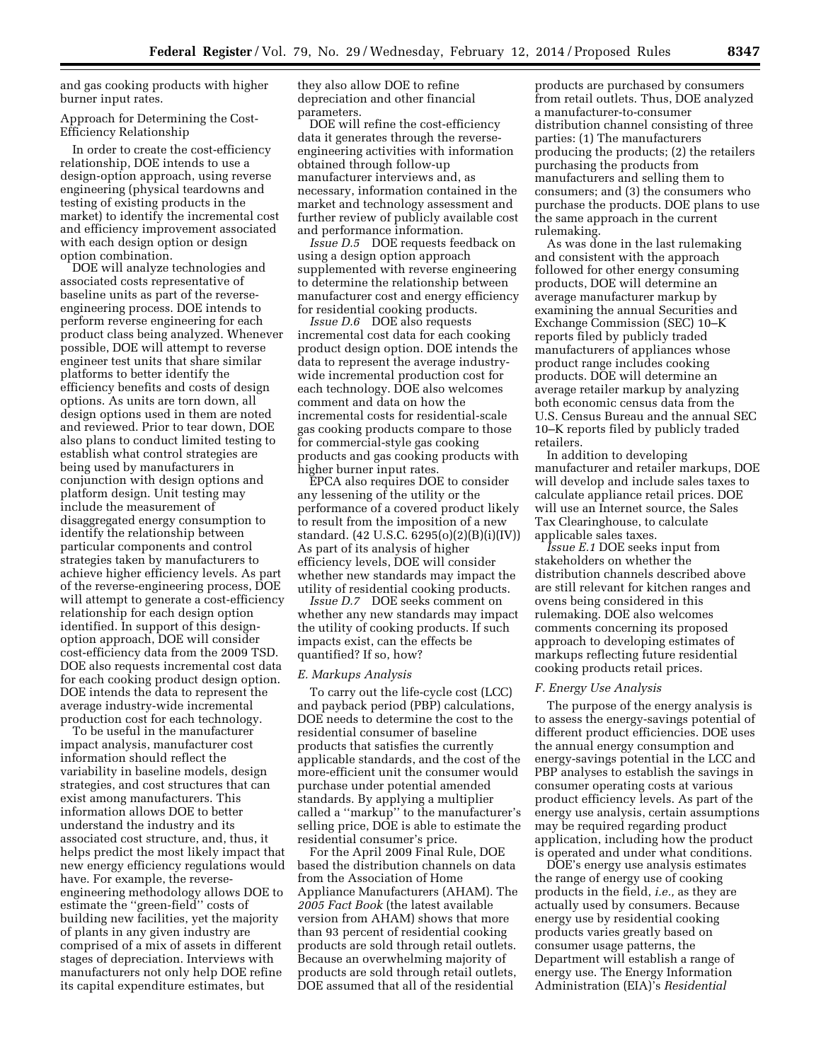and gas cooking products with higher burner input rates.

Approach for Determining the Cost-Efficiency Relationship

In order to create the cost-efficiency relationship, DOE intends to use a design-option approach, using reverse engineering (physical teardowns and testing of existing products in the market) to identify the incremental cost and efficiency improvement associated with each design option or design option combination.

DOE will analyze technologies and associated costs representative of baseline units as part of the reverse-engineering process. DOE intends to perform reverse engineering for each product class being analyzed. Whenever possible, DOE will attempt to reverse engineer test units that share similar platforms to better identify the efficiency benefits and costs of design options. As units are torn down, all design options used in them are noted and reviewed. Prior to tear down, DOE also plans to conduct limited testing to establish what control strategies are being used by manufacturers in conjunction with design options and platform design. Unit testing may include the measurement of disaggregated energy consumption to identify the relationship between particular components and control strategies taken by manufacturers to achieve higher efficiency levels. As part of the reverse-engineering process, DOE will attempt to generate a cost-efficiency relationship for each design option identified. In support of this design-option approach, DOE will consider cost-efficiency data from the 2009 TSD. DOE also requests incremental cost data for each cooking product design option. DOE intends the data to represent the average industry-wide incremental production cost for each technology.

To be useful in the manufacturer impact analysis, manufacturer cost information should reflect the variability in baseline models, design strategies, and cost structures that can exist among manufacturers. This information allows DOE to better understand the industry and its associated cost structure, and, thus, it helps predict the most likely impact that new energy efficiency regulations would have. For example, the reverse-engineering methodology allows DOE to estimate the ''green-field'' costs of building new facilities, yet the majority of plants in any given industry are comprised of a mix of assets in different stages of depreciation. Interviews with manufacturers not only help DOE refine its capital expenditure estimates, but they also allow DOE to refine depreciation and other financial parameters.

DOE will refine the cost-efficiency data it generates through the reverse-engineering activities with information obtained through follow-up manufacturer interviews and, as necessary, information contained in the market and technology assessment and further review of publicly available cost and performance information.

*Issue D.5* DOE requests feedback on using a design option approach supplemented with reverse engineering to determine the relationship between manufacturer cost and energy efficiency for residential cooking products.

*Issue D.6* DOE also requests incremental cost data for each cooking product design option. DOE intends the data to represent the average industry-wide incremental production cost for each technology. DOE also welcomes comment and data on how the incremental costs for residential-scale gas cooking products compare to those for commercial-style gas cooking products and gas cooking products with higher burner input rates.

EPCA also requires DOE to consider any lessening of the utility or the performance of a covered product likely to result from the imposition of a new standard. (42 U.S.C. 6295(o)(2)(B)(i)(IV)) As part of its analysis of higher efficiency levels, DOE will consider whether new standards may impact the utility of residential cooking products.

*Issue D.7* DOE seeks comment on whether any new standards may impact the utility of cooking products. If such impacts exist, can the effects be quantified? If so, how?

### *E. Markups Analysis*

To carry out the life-cycle cost (LCC) and payback period (PBP) calculations, DOE needs to determine the cost to the residential consumer of baseline products that satisfies the currently applicable standards, and the cost of the more-efficient unit the consumer would purchase under potential amended standards. By applying a multiplier called a ''markup'' to the manufacturer's selling price, DOE is able to estimate the residential consumer's price.

For the April 2009 Final Rule, DOE based the distribution channels on data from the Association of Home Appliance Manufacturers (AHAM). The *2005 Fact Book* (the latest available version from AHAM) shows that more than 93 percent of residential cooking products are sold through retail outlets. Because an overwhelming majority of products are sold through retail outlets, DOE assumed that all of the residential products are purchased by consumers from retail outlets. Thus, DOE analyzed a manufacturer-to-consumer distribution channel consisting of three parties: (1) The manufacturers producing the products; (2) the retailers purchasing the products from manufacturers and selling them to consumers; and (3) the consumers who purchase the products. DOE plans to use the same approach in the current rulemaking.

As was done in the last rulemaking and consistent with the approach followed for other energy consuming products, DOE will determine an average manufacturer markup by examining the annual Securities and Exchange Commission (SEC) 10–K reports filed by publicly traded manufacturers of appliances whose product range includes cooking products. DOE will determine an average retailer markup by analyzing both economic census data from the U.S. Census Bureau and the annual SEC 10–K reports filed by publicly traded retailers.

In addition to developing manufacturer and retailer markups, DOE will develop and include sales taxes to calculate appliance retail prices. DOE will use an Internet source, the Sales Tax Clearinghouse, to calculate applicable sales taxes.

*Issue E.1* DOE seeks input from stakeholders on whether the distribution channels described above are still relevant for kitchen ranges and ovens being considered in this rulemaking. DOE also welcomes comments concerning its proposed approach to developing estimates of markups reflecting future residential cooking products retail prices.

### *F. Energy Use Analysis*

The purpose of the energy analysis is to assess the energy-savings potential of different product efficiencies. DOE uses the annual energy consumption and energy-savings potential in the LCC and PBP analyses to establish the savings in consumer operating costs at various product efficiency levels. As part of the energy use analysis, certain assumptions may be required regarding product application, including how the product is operated and under what conditions.

DOE's energy use analysis estimates the range of energy use of cooking products in the field, *i.e.,* as they are actually used by consumers. Because energy use by residential cooking products varies greatly based on consumer usage patterns, the Department will establish a range of energy use. The Energy Information Administration (EIA)'s *Residential*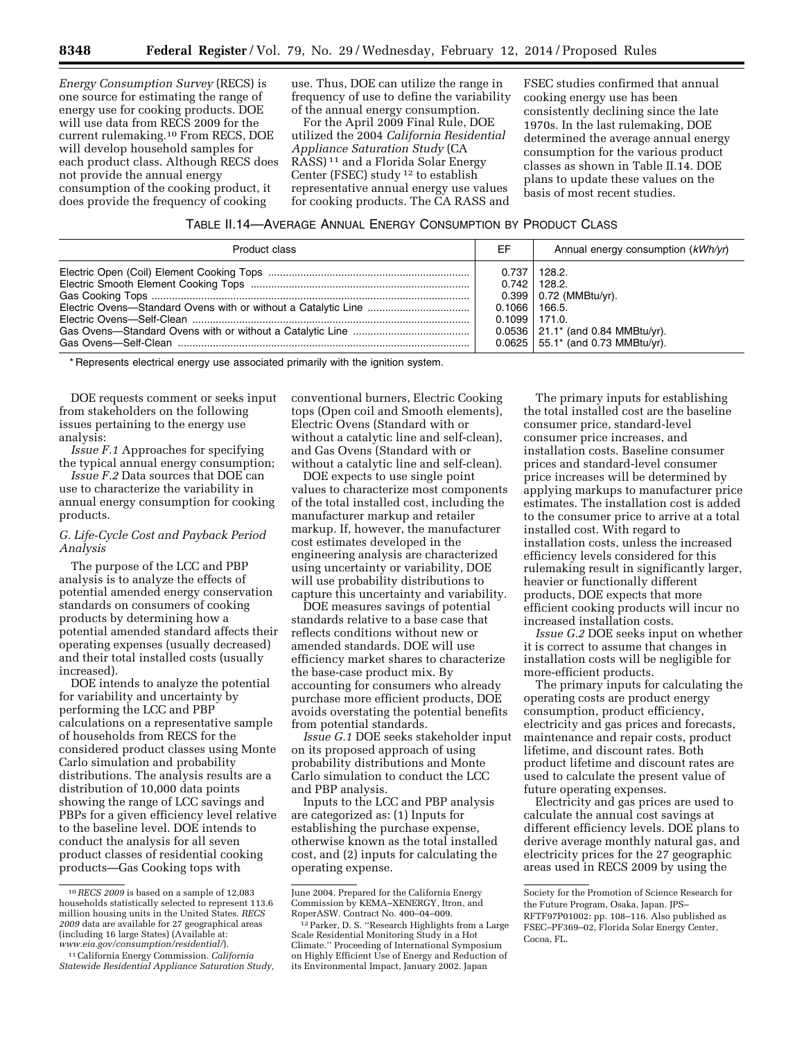*Energy Consumption Survey* (RECS) is one source for estimating the range of energy use for cooking products. DOE will use data from RECS 2009 for the current rulemaking.[10] From RECS, DOE will develop household samples for each product class. Although RECS does not provide the annual energy consumption of the cooking product, it does provide the frequency of cooking use. Thus, DOE can utilize the range in frequency of use to define the variability of the annual energy consumption.

For the April 2009 Final Rule, DOE utilized the 2004 *California Residential Appliance Saturation Study* (CA RASS)[11] and a Florida Solar Energy Center (FSEC) study[12] to establish representative annual energy use values for cooking products. The CA RASS and FSEC studies confirmed that annual cooking energy use has been consistently declining since the late 1970s. In the last rulemaking, DOE determined the average annual energy consumption for the various product classes as shown in Table II.14. DOE plans to update these values on the basis of most recent studies.

TABLE II.14—AVERAGE ANNUAL ENERGY CONSUMPTION BY PRODUCT CLASS

| Product class | EF | Annual energy consumption (*kWh/yr*) |
|---|---|---|
| Electric Open (Coil) Element Cooking Tops | 0.737 | 128.2. |
| Electric Smooth Element Cooking Tops | 0.742 | 128.2. |
| Gas Cooking Tops | 0.399 | 0.72 (MMBtu/yr). |
| Electric Ovens—Standard Ovens with or without a Catalytic Line | 0.1066 | 166.5. |
| Electric Ovens—Self-Clean | 0.1099 | 171.0. |
| Gas Ovens—Standard Ovens with or without a Catalytic Line | 0.0536 | 21.1* (and 0.84 MMBtu/yr). |
| Gas Ovens—Self-Clean | 0.0625 | 55.1* (and 0.73 MMBtu/yr). |

\* Represents electrical energy use associated primarily with the ignition system.

DOE requests comment or seeks input from stakeholders on the following issues pertaining to the energy use analysis:

*Issue F.1* Approaches for specifying the typical annual energy consumption;

*Issue F.2* Data sources that DOE can use to characterize the variability in annual energy consumption for cooking products.

### *G. Life-Cycle Cost and Payback Period Analysis*

The purpose of the LCC and PBP analysis is to analyze the effects of potential amended energy conservation standards on consumers of cooking products by determining how a potential amended standard affects their operating expenses (usually decreased) and their total installed costs (usually increased).

DOE intends to analyze the potential for variability and uncertainty by performing the LCC and PBP calculations on a representative sample of households from RECS for the considered product classes using Monte Carlo simulation and probability distributions. The analysis results are a distribution of 10,000 data points showing the range of LCC savings and PBPs for a given efficiency level relative to the baseline level. DOE intends to conduct the analysis for all seven product classes of residential cooking products—Gas Cooking tops with conventional burners, Electric Cooking tops (Open coil and Smooth elements), Electric Ovens (Standard with or without a catalytic line and self-clean), and Gas Ovens (Standard with or without a catalytic line and self-clean).

DOE expects to use single point values to characterize most components of the total installed cost, including the manufacturer markup and retailer markup. If, however, the manufacturer cost estimates developed in the engineering analysis are characterized using uncertainty or variability, DOE will use probability distributions to capture this uncertainty and variability.

DOE measures savings of potential standards relative to a base case that reflects conditions without new or amended standards. DOE will use efficiency market shares to characterize the base-case product mix. By accounting for consumers who already purchase more efficient products, DOE avoids overstating the potential benefits from potential standards.

*Issue G.1* DOE seeks stakeholder input on its proposed approach of using probability distributions and Monte Carlo simulation to conduct the LCC and PBP analysis.

Inputs to the LCC and PBP analysis are categorized as: (1) Inputs for establishing the purchase expense, otherwise known as the total installed cost, and (2) inputs for calculating the operating expense.

The primary inputs for establishing the total installed cost are the baseline consumer price, standard-level consumer price increases, and installation costs. Baseline consumer prices and standard-level consumer price increases will be determined by applying markups to manufacturer price estimates. The installation cost is added to the consumer price to arrive at a total installed cost. With regard to installation costs, unless the increased efficiency levels considered for this rulemaking result in significantly larger, heavier or functionally different products, DOE expects that more efficient cooking products will incur no increased installation costs.

*Issue G.2* DOE seeks input on whether it is correct to assume that changes in installation costs will be negligible for more-efficient products.

The primary inputs for calculating the operating costs are product energy consumption, product efficiency, electricity and gas prices and forecasts, maintenance and repair costs, product lifetime, and discount rates. Both product lifetime and discount rates are used to calculate the present value of future operating expenses.

Electricity and gas prices are used to calculate the annual cost savings at different efficiency levels. DOE plans to derive average monthly natural gas, and electricity prices for the 27 geographic areas used in RECS 2009 by using the

---

[10] *RECS 2009* is based on a sample of 12,083 households statistically selected to represent 113.6 million housing units in the United States. *RECS 2009* data are available for 27 geographical areas (including 16 large States) (Available at: *www.eia.gov/consumption/residential/*).

[11] California Energy Commission. *California Statewide Residential Appliance Saturation Study,* June 2004. Prepared for the California Energy Commission by KEMA–XENERGY, Itron, and RoperASW. Contract No. 400–04–009.

[12] Parker, D. S. ''Research Highlights from a Large Scale Residential Monitoring Study in a Hot Climate.'' Proceeding of International Symposium on Highly Efficient Use of Energy and Reduction of its Environmental Impact, January 2002. Japan Society for the Promotion of Science Research for the Future Program, Osaka, Japan. JPS–RFTF97P01002: pp. 108–116. Also published as FSEC–PF369–02, Florida Solar Energy Center, Cocoa, FL.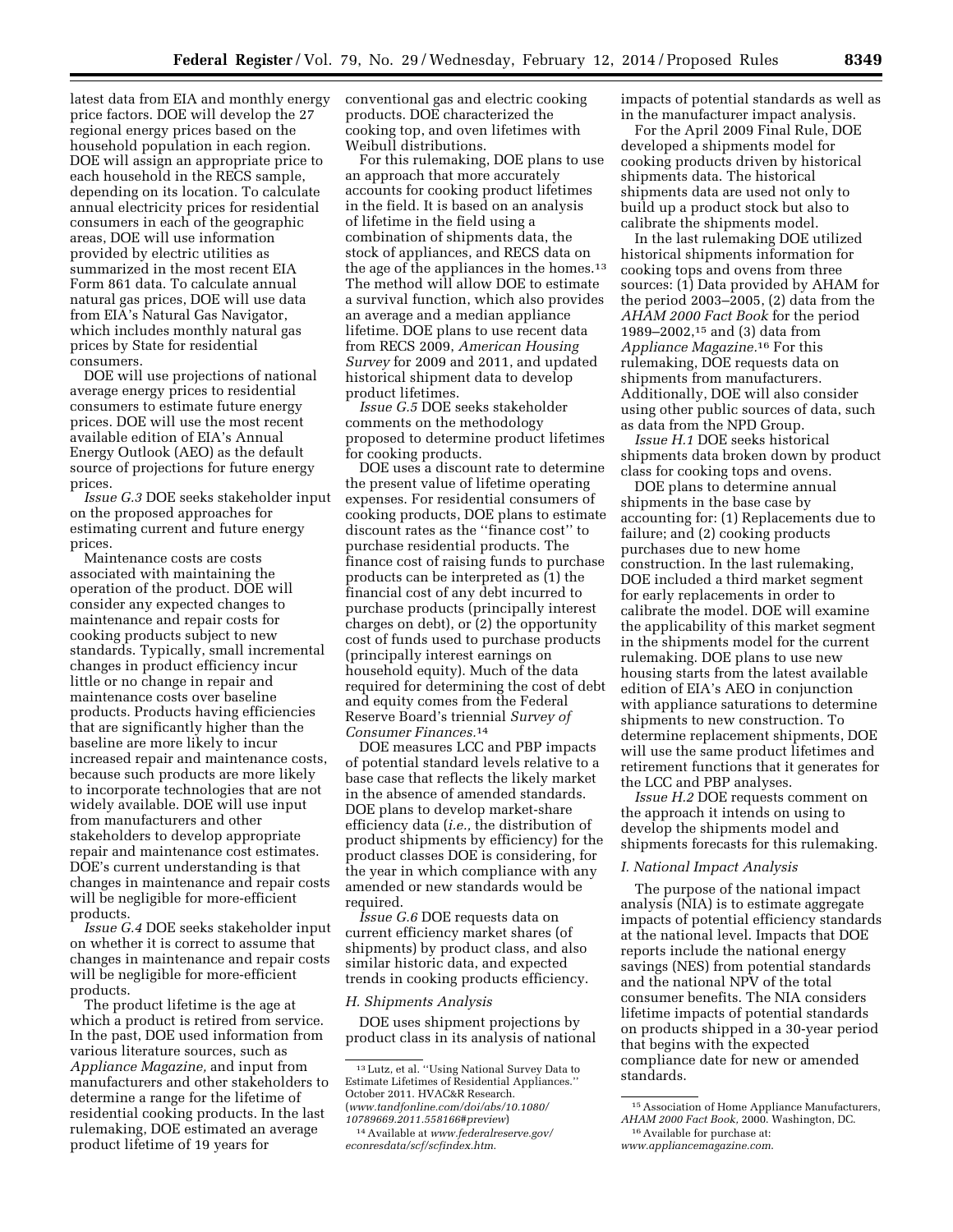latest data from EIA and monthly energy price factors. DOE will develop the 27 regional energy prices based on the household population in each region. DOE will assign an appropriate price to each household in the RECS sample, depending on its location. To calculate annual electricity prices for residential consumers in each of the geographic areas, DOE will use information provided by electric utilities as summarized in the most recent EIA Form 861 data. To calculate annual natural gas prices, DOE will use data from EIA's Natural Gas Navigator, which includes monthly natural gas prices by State for residential consumers.

DOE will use projections of national average energy prices to residential consumers to estimate future energy prices. DOE will use the most recent available edition of EIA's Annual Energy Outlook (AEO) as the default source of projections for future energy prices.

*Issue G.3* DOE seeks stakeholder input on the proposed approaches for estimating current and future energy prices.

Maintenance costs are costs associated with maintaining the operation of the product. DOE will consider any expected changes to maintenance and repair costs for cooking products subject to new standards. Typically, small incremental changes in product efficiency incur little or no change in repair and maintenance costs over baseline products. Products having efficiencies that are significantly higher than the baseline are more likely to incur increased repair and maintenance costs, because such products are more likely to incorporate technologies that are not widely available. DOE will use input from manufacturers and other stakeholders to develop appropriate repair and maintenance cost estimates. DOE's current understanding is that changes in maintenance and repair costs will be negligible for more-efficient products.

*Issue G.4* DOE seeks stakeholder input on whether it is correct to assume that changes in maintenance and repair costs will be negligible for more-efficient products.

The product lifetime is the age at which a product is retired from service. In the past, DOE used information from various literature sources, such as *Appliance Magazine,* and input from manufacturers and other stakeholders to determine a range for the lifetime of residential cooking products. In the last rulemaking, DOE estimated an average product lifetime of 19 years for conventional gas and electric cooking products. DOE characterized the cooking top, and oven lifetimes with Weibull distributions.

For this rulemaking, DOE plans to use an approach that more accurately accounts for cooking product lifetimes in the field. It is based on an analysis of lifetime in the field using a combination of shipments data, the stock of appliances, and RECS data on the age of the appliances in the homes.[13] The method will allow DOE to estimate a survival function, which also provides an average and a median appliance lifetime. DOE plans to use recent data from RECS 2009, *American Housing Survey* for 2009 and 2011, and updated historical shipment data to develop product lifetimes.

*Issue G.5* DOE seeks stakeholder comments on the methodology proposed to determine product lifetimes for cooking products.

DOE uses a discount rate to determine the present value of lifetime operating expenses. For residential consumers of cooking products, DOE plans to estimate discount rates as the "finance cost" to purchase residential products. The finance cost of raising funds to purchase products can be interpreted as (1) the financial cost of any debt incurred to purchase products (principally interest charges on debt), or (2) the opportunity cost of funds used to purchase products (principally interest earnings on household equity). Much of the data required for determining the cost of debt and equity comes from the Federal Reserve Board's triennial *Survey of Consumer Finances.*[14]

DOE measures LCC and PBP impacts of potential standard levels relative to a base case that reflects the likely market in the absence of amended standards. DOE plans to develop market-share efficiency data (*i.e.,* the distribution of product shipments by efficiency) for the product classes DOE is considering, for the year in which compliance with any amended or new standards would be required.

*Issue G.6* DOE requests data on current efficiency market shares (of shipments) by product class, and also similar historic data, and expected trends in cooking products efficiency.

### H. Shipments Analysis

DOE uses shipment projections by product class in its analysis of national impacts of potential standards as well as in the manufacturer impact analysis.

For the April 2009 Final Rule, DOE developed a shipments model for cooking products driven by historical shipments data. The historical shipments data are used not only to build up a product stock but also to calibrate the shipments model.

In the last rulemaking DOE utilized historical shipments information for cooking tops and ovens from three sources: (1) Data provided by AHAM for the period 2003–2005, (2) data from the *AHAM 2000 Fact Book* for the period 1989–2002,[15] and (3) data from *Appliance Magazine.*[16] For this rulemaking, DOE requests data on shipments from manufacturers. Additionally, DOE will also consider using other public sources of data, such as data from the NPD Group.

*Issue H.1* DOE seeks historical shipments data broken down by product class for cooking tops and ovens.

DOE plans to determine annual shipments in the base case by accounting for: (1) Replacements due to failure; and (2) cooking products purchases due to new home construction. In the last rulemaking, DOE included a third market segment for early replacements in order to calibrate the model. DOE will examine the applicability of this market segment in the shipments model for the current rulemaking. DOE plans to use new housing starts from the latest available edition of EIA's AEO in conjunction with appliance saturations to determine shipments to new construction. To determine replacement shipments, DOE will use the same product lifetimes and retirement functions that it generates for the LCC and PBP analyses.

*Issue H.2* DOE requests comment on the approach it intends on using to develop the shipments model and shipments forecasts for this rulemaking.

### I. National Impact Analysis

The purpose of the national impact analysis (NIA) is to estimate aggregate impacts of potential efficiency standards at the national level. Impacts that DOE reports include the national energy savings (NES) from potential standards and the national NPV of the total consumer benefits. The NIA considers lifetime impacts of potential standards on products shipped in a 30-year period that begins with the expected compliance date for new or amended standards.

---

[13] Lutz, et al. "Using National Survey Data to Estimate Lifetimes of Residential Appliances." October 2011. HVAC&R Research. (*www.tandfonline.com/doi/abs/10.1080/10789669.2011.558166#preview*)

[14] Available at *www.federalreserve.gov/econresdata/scf/scfindex.htm.*

[15] Association of Home Appliance Manufacturers, *AHAM 2000 Fact Book,* 2000. Washington, DC.

[16] Available for purchase at: *www.appliancemagazine.com.*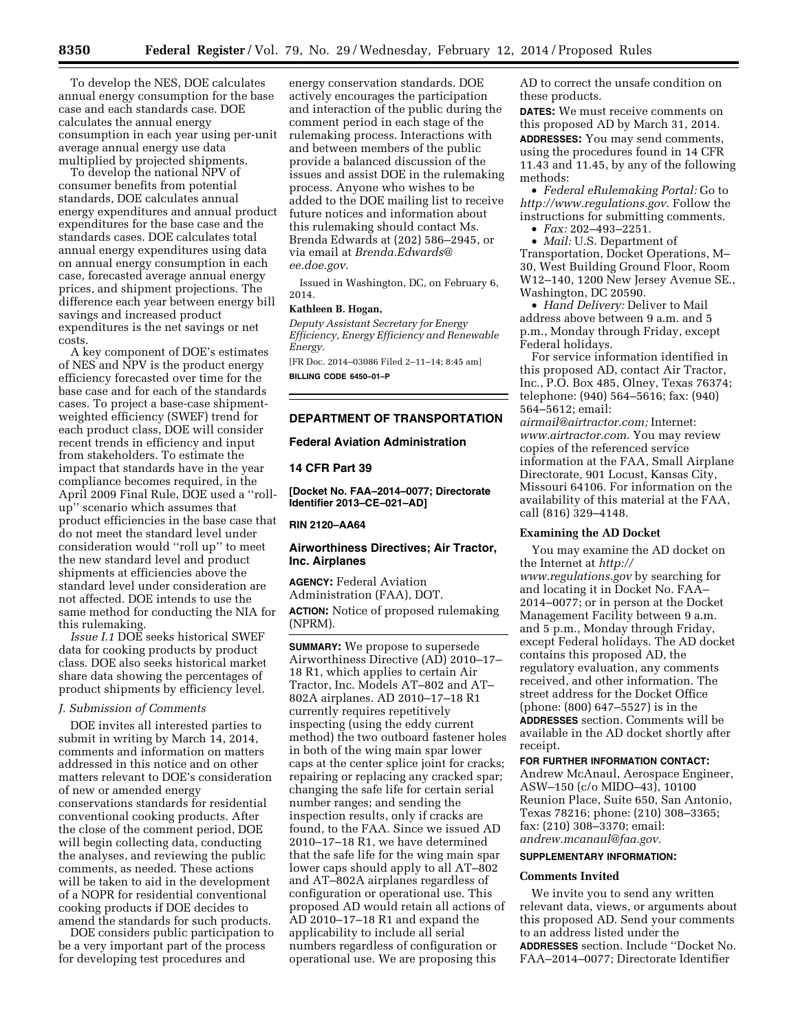To develop the NES, DOE calculates annual energy consumption for the base case and each standards case. DOE calculates the annual energy consumption in each year using per-unit average annual energy use data multiplied by projected shipments.

To develop the national NPV of consumer benefits from potential standards, DOE calculates annual energy expenditures and annual product expenditures for the base case and the standards cases. DOE calculates total annual energy expenditures using data on annual energy consumption in each case, forecasted average annual energy prices, and shipment projections. The difference each year between energy bill savings and increased product expenditures is the net savings or net costs.

A key component of DOE's estimates of NES and NPV is the product energy efficiency forecasted over time for the base case and for each of the standards cases. To project a base-case shipment-weighted efficiency (SWEF) trend for each product class, DOE will consider recent trends in efficiency and input from stakeholders. To estimate the impact that standards have in the year compliance becomes required, in the April 2009 Final Rule, DOE used a ''roll-up'' scenario which assumes that product efficiencies in the base case that do not meet the standard level under consideration would ''roll up'' to meet the new standard level and product shipments at efficiencies above the standard level under consideration are not affected. DOE intends to use the same method for conducting the NIA for this rulemaking.

*Issue I.1* DOE seeks historical SWEF data for cooking products by product class. DOE also seeks historical market share data showing the percentages of product shipments by efficiency level.

### *J. Submission of Comments*

DOE invites all interested parties to submit in writing by March 14, 2014, comments and information on matters addressed in this notice and on other matters relevant to DOE's consideration of new or amended energy conservations standards for residential conventional cooking products. After the close of the comment period, DOE will begin collecting data, conducting the analyses, and reviewing the public comments, as needed. These actions will be taken to aid in the development of a NOPR for residential conventional cooking products if DOE decides to amend the standards for such products.

DOE considers public participation to be a very important part of the process for developing test procedures and energy conservation standards. DOE actively encourages the participation and interaction of the public during the comment period in each stage of the rulemaking process. Interactions with and between members of the public provide a balanced discussion of the issues and assist DOE in the rulemaking process. Anyone who wishes to be added to the DOE mailing list to receive future notices and information about this rulemaking should contact Ms. Brenda Edwards at (202) 586–2945, or via email at *Brenda.Edwards@ee.doe.gov*.

Issued in Washington, DC, on February 6, 2014.

**Kathleen B. Hogan,**

*Deputy Assistant Secretary for Energy Efficiency, Energy Efficiency and Renewable Energy.*

[FR Doc. 2014–03086 Filed 2–11–14; 8:45 am]

**BILLING CODE 6450–01–P**

---

## DEPARTMENT OF TRANSPORTATION

## Federal Aviation Administration

## 14 CFR Part 39

**[Docket No. FAA–2014–0077; Directorate Identifier 2013–CE–021–AD]**

**RIN 2120–AA64**

## Airworthiness Directives; Air Tractor, Inc. Airplanes

**AGENCY:** Federal Aviation Administration (FAA), DOT.

**ACTION:** Notice of proposed rulemaking (NPRM).

**SUMMARY:** We propose to supersede Airworthiness Directive (AD) 2010–17–18 R1, which applies to certain Air Tractor, Inc. Models AT–802 and AT–802A airplanes. AD 2010–17–18 R1 currently requires repetitively inspecting (using the eddy current method) the two outboard fastener holes in both of the wing main spar lower caps at the center splice joint for cracks; repairing or replacing any cracked spar; changing the safe life for certain serial number ranges; and sending the inspection results, only if cracks are found, to the FAA. Since we issued AD 2010–17–18 R1, we have determined that the safe life for the wing main spar lower caps should apply to all AT–802 and AT–802A airplanes regardless of configuration or operational use. This proposed AD would retain all actions of AD 2010–17–18 R1 and expand the applicability to include all serial numbers regardless of configuration or operational use. We are proposing this AD to correct the unsafe condition on these products.

**DATES:** We must receive comments on this proposed AD by March 31, 2014.

**ADDRESSES:** You may send comments, using the procedures found in 14 CFR 11.43 and 11.45, by any of the following methods:

- *Federal eRulemaking Portal:* Go to *http://www.regulations.gov.* Follow the instructions for submitting comments.
- *Fax:* 202–493–2251.
- *Mail:* U.S. Department of Transportation, Docket Operations, M–30, West Building Ground Floor, Room W12–140, 1200 New Jersey Avenue SE., Washington, DC 20590.
- *Hand Delivery:* Deliver to Mail address above between 9 a.m. and 5 p.m., Monday through Friday, except Federal holidays.

For service information identified in this proposed AD, contact Air Tractor, Inc., P.O. Box 485, Olney, Texas 76374; telephone: (940) 564–5616; fax: (940) 564–5612; email: *airmail@airtractor.com;* Internet: *www.airtractor.com.* You may review copies of the referenced service information at the FAA, Small Airplane Directorate, 901 Locust, Kansas City, Missouri 64106. For information on the availability of this material at the FAA, call (816) 329–4148.

### Examining the AD Docket

You may examine the AD docket on the Internet at *http://www.regulations.gov* by searching for and locating it in Docket No. FAA–2014–0077; or in person at the Docket Management Facility between 9 a.m. and 5 p.m., Monday through Friday, except Federal holidays. The AD docket contains this proposed AD, the regulatory evaluation, any comments received, and other information. The street address for the Docket Office (phone: (800) 647–5527) is in the **ADDRESSES** section. Comments will be available in the AD docket shortly after receipt.

**FOR FURTHER INFORMATION CONTACT:** Andrew McAnaul, Aerospace Engineer, ASW–150 (c/o MIDO–43), 10100 Reunion Place, Suite 650, San Antonio, Texas 78216; phone: (210) 308–3365; fax: (210) 308–3370; email: *andrew.mcanaul@faa.gov.*

**SUPPLEMENTARY INFORMATION:**

### Comments Invited

We invite you to send any written relevant data, views, or arguments about this proposed AD. Send your comments to an address listed under the **ADDRESSES** section. Include ''Docket No. FAA–2014–0077; Directorate Identifier